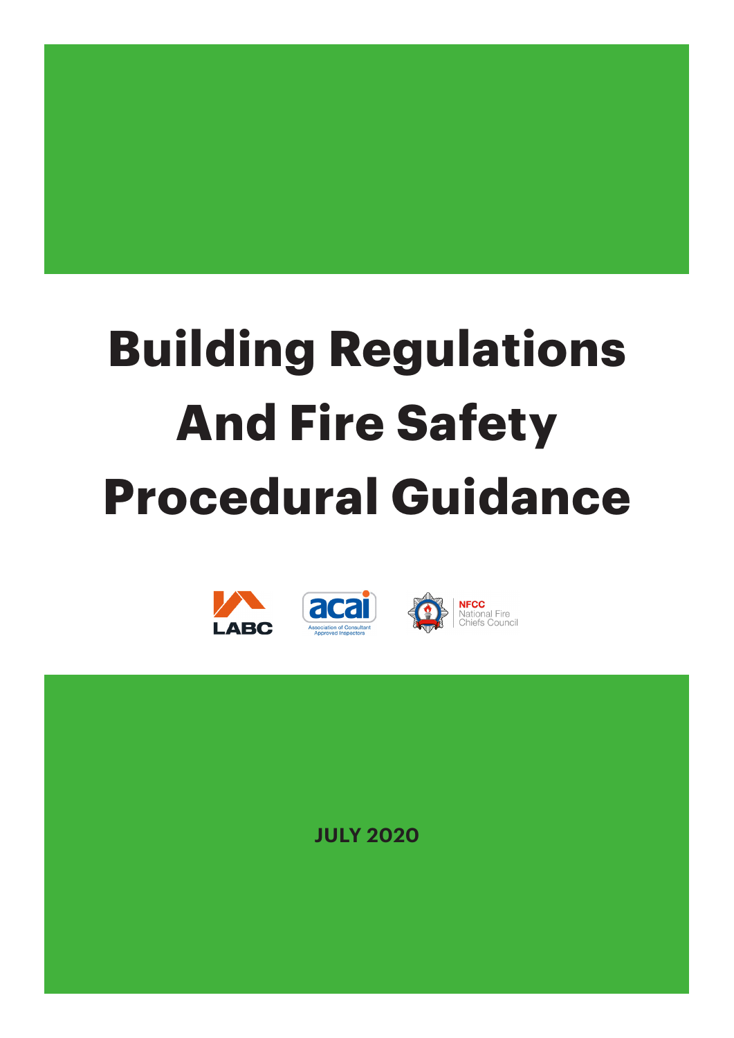# Building Regulations And Fire Safety Procedural Guidance

LABC

acai
Association of Consultant Approved Inspectors

NFCC
National Fire Chiefs Council

JULY 2020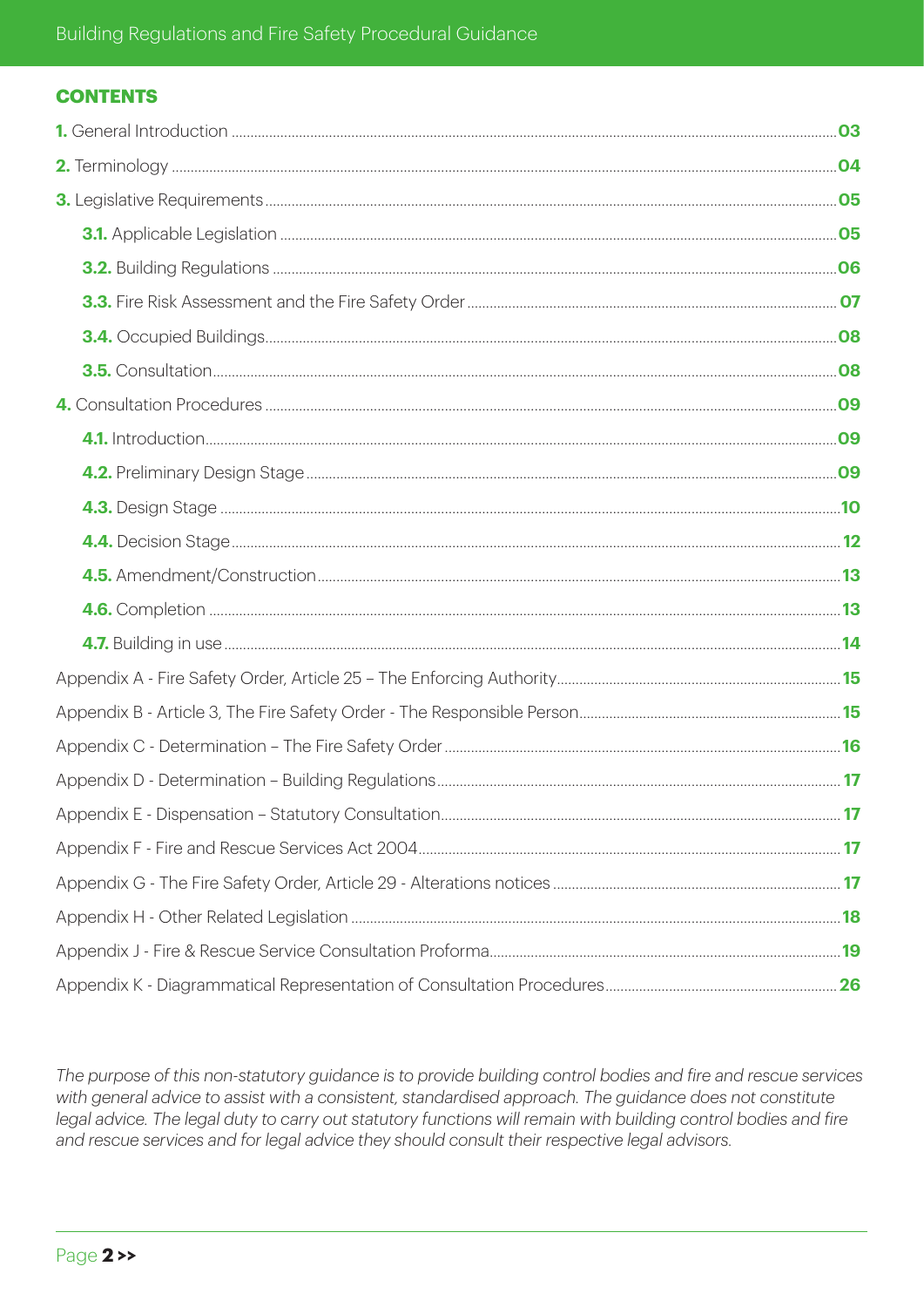## CONTENTS

**1.** General Introduction ..... **03**

**2.** Terminology ..... **04**

**3.** Legislative Requirements ..... **05**

- **3.1.** Applicable Legislation ..... **05**
- **3.2.** Building Regulations ..... **06**
- **3.3.** Fire Risk Assessment and the Fire Safety Order ..... **07**
- **3.4.** Occupied Buildings ..... **08**
- **3.5.** Consultation ..... **08**

**4.** Consultation Procedures ..... **09**

- **4.1.** Introduction ..... **09**
- **4.2.** Preliminary Design Stage ..... **09**
- **4.3.** Design Stage ..... **10**
- **4.4.** Decision Stage ..... **12**
- **4.5.** Amendment/Construction ..... **13**
- **4.6.** Completion ..... **13**
- **4.7.** Building in use ..... **14**

Appendix A - Fire Safety Order, Article 25 – The Enforcing Authority ..... **15**

Appendix B - Article 3, The Fire Safety Order - The Responsible Person ..... **15**

Appendix C - Determination – The Fire Safety Order ..... **16**

Appendix D - Determination – Building Regulations ..... **17**

Appendix E - Dispensation – Statutory Consultation ..... **17**

Appendix F - Fire and Rescue Services Act 2004 ..... **17**

Appendix G - The Fire Safety Order, Article 29 - Alterations notices ..... **17**

Appendix H - Other Related Legislation ..... **18**

Appendix J - Fire & Rescue Service Consultation Proforma ..... **19**

Appendix K - Diagrammatical Representation of Consultation Procedures ..... **26**

*The purpose of this non-statutory guidance is to provide building control bodies and fire and rescue services with general advice to assist with a consistent, standardised approach. The guidance does not constitute legal advice. The legal duty to carry out statutory functions will remain with building control bodies and fire and rescue services and for legal advice they should consult their respective legal advisors.*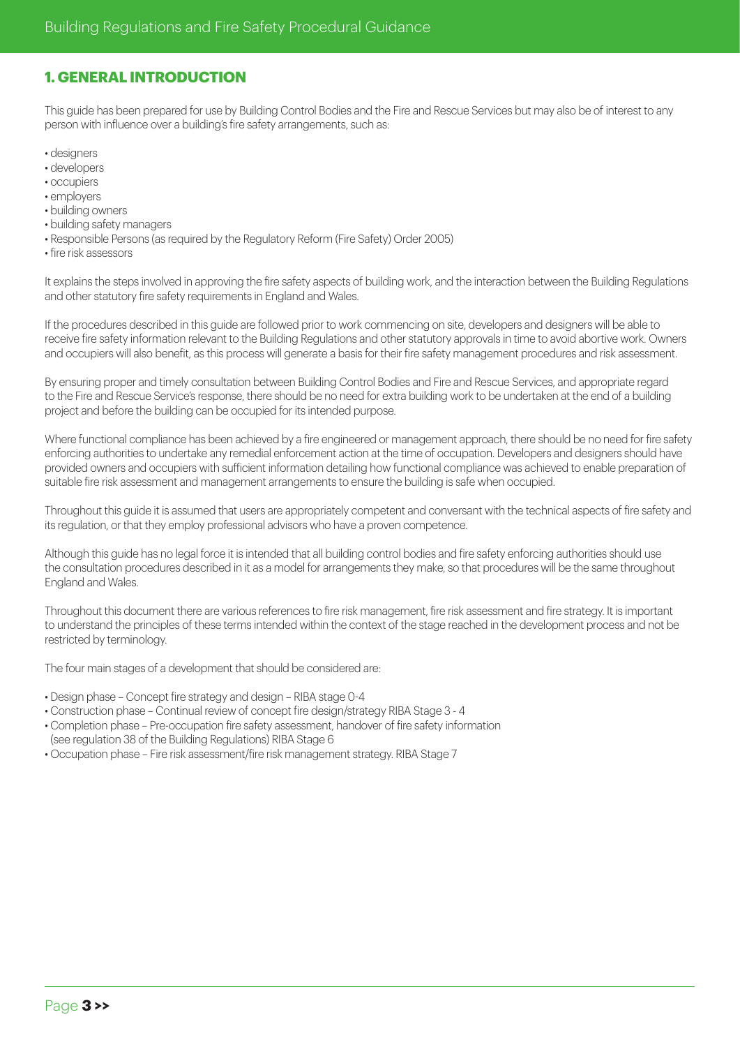## 1. GENERAL INTRODUCTION

This guide has been prepared for use by Building Control Bodies and the Fire and Rescue Services but may also be of interest to any person with influence over a building's fire safety arrangements, such as:

- designers
- developers
- occupiers
- employers
- building owners
- building safety managers
- Responsible Persons (as required by the Regulatory Reform (Fire Safety) Order 2005)
- fire risk assessors

It explains the steps involved in approving the fire safety aspects of building work, and the interaction between the Building Regulations and other statutory fire safety requirements in England and Wales.

If the procedures described in this guide are followed prior to work commencing on site, developers and designers will be able to receive fire safety information relevant to the Building Regulations and other statutory approvals in time to avoid abortive work. Owners and occupiers will also benefit, as this process will generate a basis for their fire safety management procedures and risk assessment.

By ensuring proper and timely consultation between Building Control Bodies and Fire and Rescue Services, and appropriate regard to the Fire and Rescue Service's response, there should be no need for extra building work to be undertaken at the end of a building project and before the building can be occupied for its intended purpose.

Where functional compliance has been achieved by a fire engineered or management approach, there should be no need for fire safety enforcing authorities to undertake any remedial enforcement action at the time of occupation. Developers and designers should have provided owners and occupiers with sufficient information detailing how functional compliance was achieved to enable preparation of suitable fire risk assessment and management arrangements to ensure the building is safe when occupied.

Throughout this guide it is assumed that users are appropriately competent and conversant with the technical aspects of fire safety and its regulation, or that they employ professional advisors who have a proven competence.

Although this guide has no legal force it is intended that all building control bodies and fire safety enforcing authorities should use the consultation procedures described in it as a model for arrangements they make, so that procedures will be the same throughout England and Wales.

Throughout this document there are various references to fire risk management, fire risk assessment and fire strategy. It is important to understand the principles of these terms intended within the context of the stage reached in the development process and not be restricted by terminology.

The four main stages of a development that should be considered are:

- Design phase – Concept fire strategy and design – RIBA stage 0-4
- Construction phase – Continual review of concept fire design/strategy RIBA Stage 3 - 4
- Completion phase – Pre-occupation fire safety assessment, handover of fire safety information (see regulation 38 of the Building Regulations) RIBA Stage 6
- Occupation phase – Fire risk assessment/fire risk management strategy. RIBA Stage 7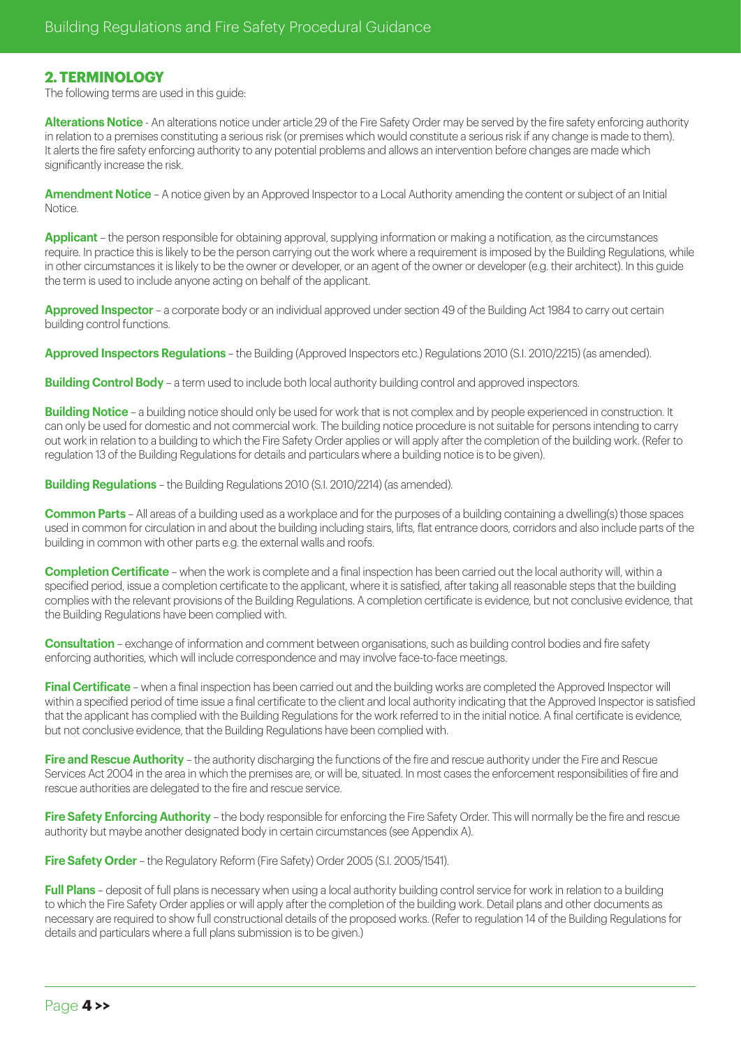## 2. TERMINOLOGY

The following terms are used in this guide:

**Alterations Notice** - An alterations notice under article 29 of the Fire Safety Order may be served by the fire safety enforcing authority in relation to a premises constituting a serious risk (or premises which would constitute a serious risk if any change is made to them). It alerts the fire safety enforcing authority to any potential problems and allows an intervention before changes are made which significantly increase the risk.

**Amendment Notice** – A notice given by an Approved Inspector to a Local Authority amending the content or subject of an Initial Notice.

**Applicant** – the person responsible for obtaining approval, supplying information or making a notification, as the circumstances require. In practice this is likely to be the person carrying out the work where a requirement is imposed by the Building Regulations, while in other circumstances it is likely to be the owner or developer, or an agent of the owner or developer (e.g. their architect). In this guide the term is used to include anyone acting on behalf of the applicant.

**Approved Inspector** – a corporate body or an individual approved under section 49 of the Building Act 1984 to carry out certain building control functions.

**Approved Inspectors Regulations** – the Building (Approved Inspectors etc.) Regulations 2010 (S.I. 2010/2215) (as amended).

**Building Control Body** – a term used to include both local authority building control and approved inspectors.

**Building Notice** – a building notice should only be used for work that is not complex and by people experienced in construction. It can only be used for domestic and not commercial work. The building notice procedure is not suitable for persons intending to carry out work in relation to a building to which the Fire Safety Order applies or will apply after the completion of the building work. (Refer to regulation 13 of the Building Regulations for details and particulars where a building notice is to be given).

**Building Regulations** – the Building Regulations 2010 (S.I. 2010/2214) (as amended).

**Common Parts** – All areas of a building used as a workplace and for the purposes of a building containing a dwelling(s) those spaces used in common for circulation in and about the building including stairs, lifts, flat entrance doors, corridors and also include parts of the building in common with other parts e.g. the external walls and roofs.

**Completion Certificate** – when the work is complete and a final inspection has been carried out the local authority will, within a specified period, issue a completion certificate to the applicant, where it is satisfied, after taking all reasonable steps that the building complies with the relevant provisions of the Building Regulations. A completion certificate is evidence, but not conclusive evidence, that the Building Regulations have been complied with.

**Consultation** – exchange of information and comment between organisations, such as building control bodies and fire safety enforcing authorities, which will include correspondence and may involve face-to-face meetings.

**Final Certificate** – when a final inspection has been carried out and the building works are completed the Approved Inspector will within a specified period of time issue a final certificate to the client and local authority indicating that the Approved Inspector is satisfied that the applicant has complied with the Building Regulations for the work referred to in the initial notice. A final certificate is evidence, but not conclusive evidence, that the Building Regulations have been complied with.

**Fire and Rescue Authority** – the authority discharging the functions of the fire and rescue authority under the Fire and Rescue Services Act 2004 in the area in which the premises are, or will be, situated. In most cases the enforcement responsibilities of fire and rescue authorities are delegated to the fire and rescue service.

**Fire Safety Enforcing Authority** – the body responsible for enforcing the Fire Safety Order. This will normally be the fire and rescue authority but maybe another designated body in certain circumstances (see Appendix A).

**Fire Safety Order** – the Regulatory Reform (Fire Safety) Order 2005 (S.I. 2005/1541).

**Full Plans** – deposit of full plans is necessary when using a local authority building control service for work in relation to a building to which the Fire Safety Order applies or will apply after the completion of the building work. Detail plans and other documents as necessary are required to show full constructional details of the proposed works. (Refer to regulation 14 of the Building Regulations for details and particulars where a full plans submission is to be given.)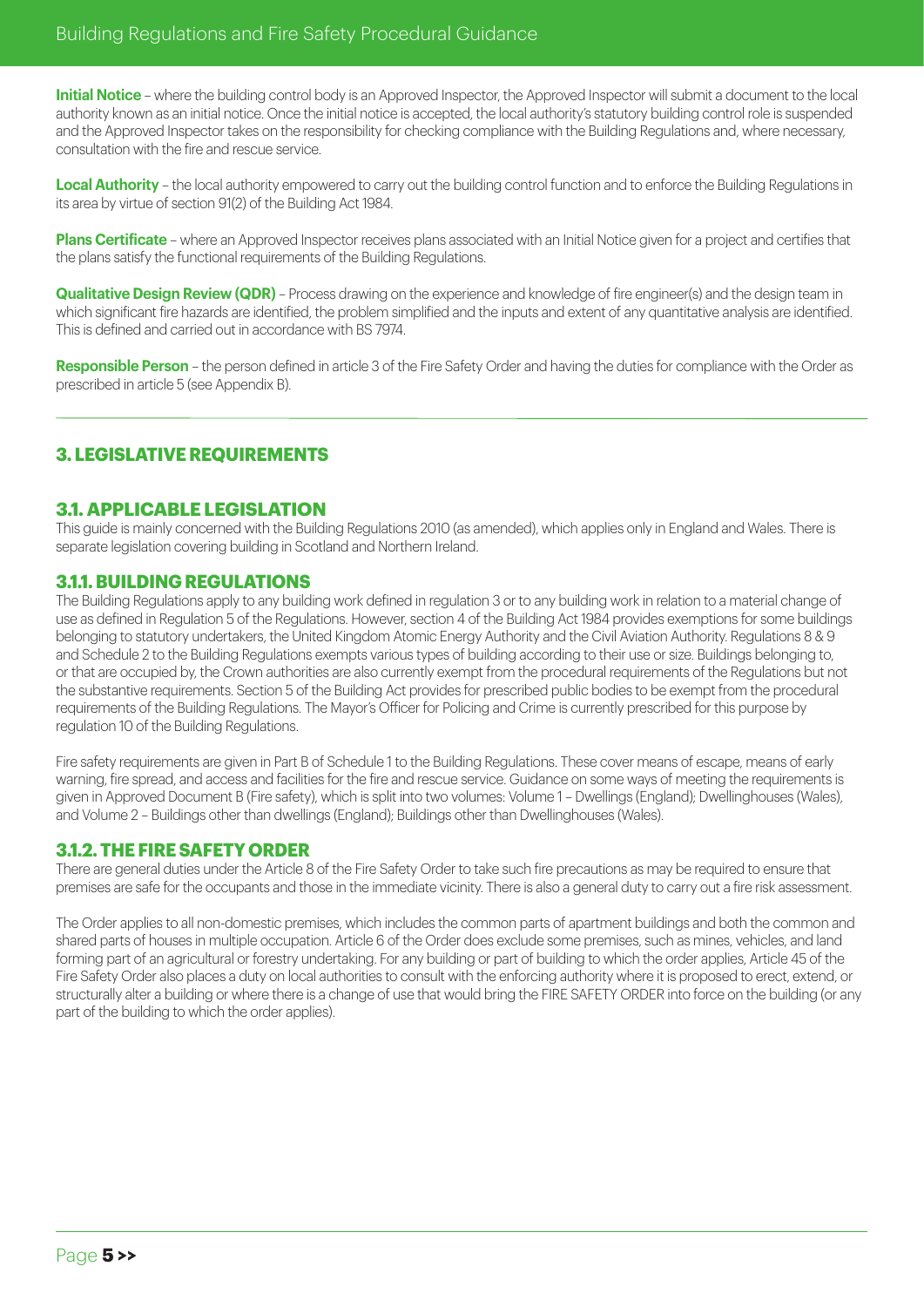**Initial Notice** – where the building control body is an Approved Inspector, the Approved Inspector will submit a document to the local authority known as an initial notice. Once the initial notice is accepted, the local authority's statutory building control role is suspended and the Approved Inspector takes on the responsibility for checking compliance with the Building Regulations and, where necessary, consultation with the fire and rescue service.

**Local Authority** – the local authority empowered to carry out the building control function and to enforce the Building Regulations in its area by virtue of section 91(2) of the Building Act 1984.

**Plans Certificate** – where an Approved Inspector receives plans associated with an Initial Notice given for a project and certifies that the plans satisfy the functional requirements of the Building Regulations.

**Qualitative Design Review (QDR)** – Process drawing on the experience and knowledge of fire engineer(s) and the design team in which significant fire hazards are identified, the problem simplified and the inputs and extent of any quantitative analysis are identified. This is defined and carried out in accordance with BS 7974.

**Responsible Person** – the person defined in article 3 of the Fire Safety Order and having the duties for compliance with the Order as prescribed in article 5 (see Appendix B).

## 3. LEGISLATIVE REQUIREMENTS

### 3.1. APPLICABLE LEGISLATION

This guide is mainly concerned with the Building Regulations 2010 (as amended), which applies only in England and Wales. There is separate legislation covering building in Scotland and Northern Ireland.

### 3.1.1. BUILDING REGULATIONS

The Building Regulations apply to any building work defined in regulation 3 or to any building work in relation to a material change of use as defined in Regulation 5 of the Regulations. However, section 4 of the Building Act 1984 provides exemptions for some buildings belonging to statutory undertakers, the United Kingdom Atomic Energy Authority and the Civil Aviation Authority. Regulations 8 & 9 and Schedule 2 to the Building Regulations exempts various types of building according to their use or size. Buildings belonging to, or that are occupied by, the Crown authorities are also currently exempt from the procedural requirements of the Regulations but not the substantive requirements. Section 5 of the Building Act provides for prescribed public bodies to be exempt from the procedural requirements of the Building Regulations. The Mayor's Officer for Policing and Crime is currently prescribed for this purpose by regulation 10 of the Building Regulations.

Fire safety requirements are given in Part B of Schedule 1 to the Building Regulations. These cover means of escape, means of early warning, fire spread, and access and facilities for the fire and rescue service. Guidance on some ways of meeting the requirements is given in Approved Document B (Fire safety), which is split into two volumes: Volume 1 – Dwellings (England); Dwellinghouses (Wales), and Volume 2 – Buildings other than dwellings (England); Buildings other than Dwellinghouses (Wales).

### 3.1.2. THE FIRE SAFETY ORDER

There are general duties under the Article 8 of the Fire Safety Order to take such fire precautions as may be required to ensure that premises are safe for the occupants and those in the immediate vicinity. There is also a general duty to carry out a fire risk assessment.

The Order applies to all non-domestic premises, which includes the common parts of apartment buildings and both the common and shared parts of houses in multiple occupation. Article 6 of the Order does exclude some premises, such as mines, vehicles, and land forming part of an agricultural or forestry undertaking. For any building or part of building to which the order applies, Article 45 of the Fire Safety Order also places a duty on local authorities to consult with the enforcing authority where it is proposed to erect, extend, or structurally alter a building or where there is a change of use that would bring the FIRE SAFETY ORDER into force on the building (or any part of the building to which the order applies).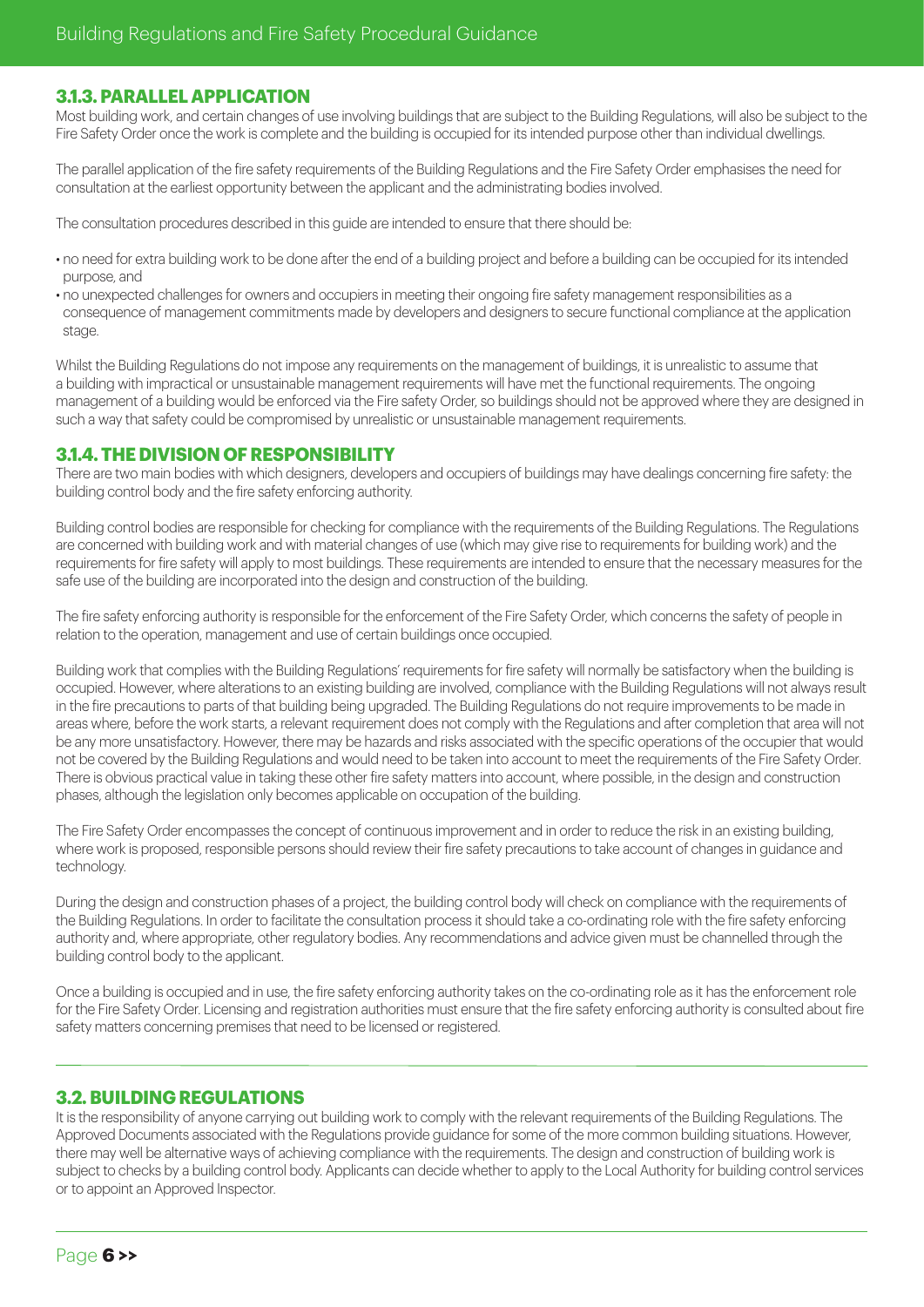### 3.1.3. PARALLEL APPLICATION

Most building work, and certain changes of use involving buildings that are subject to the Building Regulations, will also be subject to the Fire Safety Order once the work is complete and the building is occupied for its intended purpose other than individual dwellings.

The parallel application of the fire safety requirements of the Building Regulations and the Fire Safety Order emphasises the need for consultation at the earliest opportunity between the applicant and the administrating bodies involved.

The consultation procedures described in this guide are intended to ensure that there should be:

- no need for extra building work to be done after the end of a building project and before a building can be occupied for its intended purpose, and
- no unexpected challenges for owners and occupiers in meeting their ongoing fire safety management responsibilities as a consequence of management commitments made by developers and designers to secure functional compliance at the application stage.

Whilst the Building Regulations do not impose any requirements on the management of buildings, it is unrealistic to assume that a building with impractical or unsustainable management requirements will have met the functional requirements. The ongoing management of a building would be enforced via the Fire safety Order, so buildings should not be approved where they are designed in such a way that safety could be compromised by unrealistic or unsustainable management requirements.

### 3.1.4. THE DIVISION OF RESPONSIBILITY

There are two main bodies with which designers, developers and occupiers of buildings may have dealings concerning fire safety: the building control body and the fire safety enforcing authority.

Building control bodies are responsible for checking for compliance with the requirements of the Building Regulations. The Regulations are concerned with building work and with material changes of use (which may give rise to requirements for building work) and the requirements for fire safety will apply to most buildings. These requirements are intended to ensure that the necessary measures for the safe use of the building are incorporated into the design and construction of the building.

The fire safety enforcing authority is responsible for the enforcement of the Fire Safety Order, which concerns the safety of people in relation to the operation, management and use of certain buildings once occupied.

Building work that complies with the Building Regulations' requirements for fire safety will normally be satisfactory when the building is occupied. However, where alterations to an existing building are involved, compliance with the Building Regulations will not always result in the fire precautions to parts of that building being upgraded. The Building Regulations do not require improvements to be made in areas where, before the work starts, a relevant requirement does not comply with the Regulations and after completion that area will not be any more unsatisfactory. However, there may be hazards and risks associated with the specific operations of the occupier that would not be covered by the Building Regulations and would need to be taken into account to meet the requirements of the Fire Safety Order. There is obvious practical value in taking these other fire safety matters into account, where possible, in the design and construction phases, although the legislation only becomes applicable on occupation of the building.

The Fire Safety Order encompasses the concept of continuous improvement and in order to reduce the risk in an existing building, where work is proposed, responsible persons should review their fire safety precautions to take account of changes in guidance and technology.

During the design and construction phases of a project, the building control body will check on compliance with the requirements of the Building Regulations. In order to facilitate the consultation process it should take a co-ordinating role with the fire safety enforcing authority and, where appropriate, other regulatory bodies. Any recommendations and advice given must be channelled through the building control body to the applicant.

Once a building is occupied and in use, the fire safety enforcing authority takes on the co-ordinating role as it has the enforcement role for the Fire Safety Order. Licensing and registration authorities must ensure that the fire safety enforcing authority is consulted about fire safety matters concerning premises that need to be licensed or registered.

## 3.2. BUILDING REGULATIONS

It is the responsibility of anyone carrying out building work to comply with the relevant requirements of the Building Regulations. The Approved Documents associated with the Regulations provide guidance for some of the more common building situations. However, there may well be alternative ways of achieving compliance with the requirements. The design and construction of building work is subject to checks by a building control body. Applicants can decide whether to apply to the Local Authority for building control services or to appoint an Approved Inspector.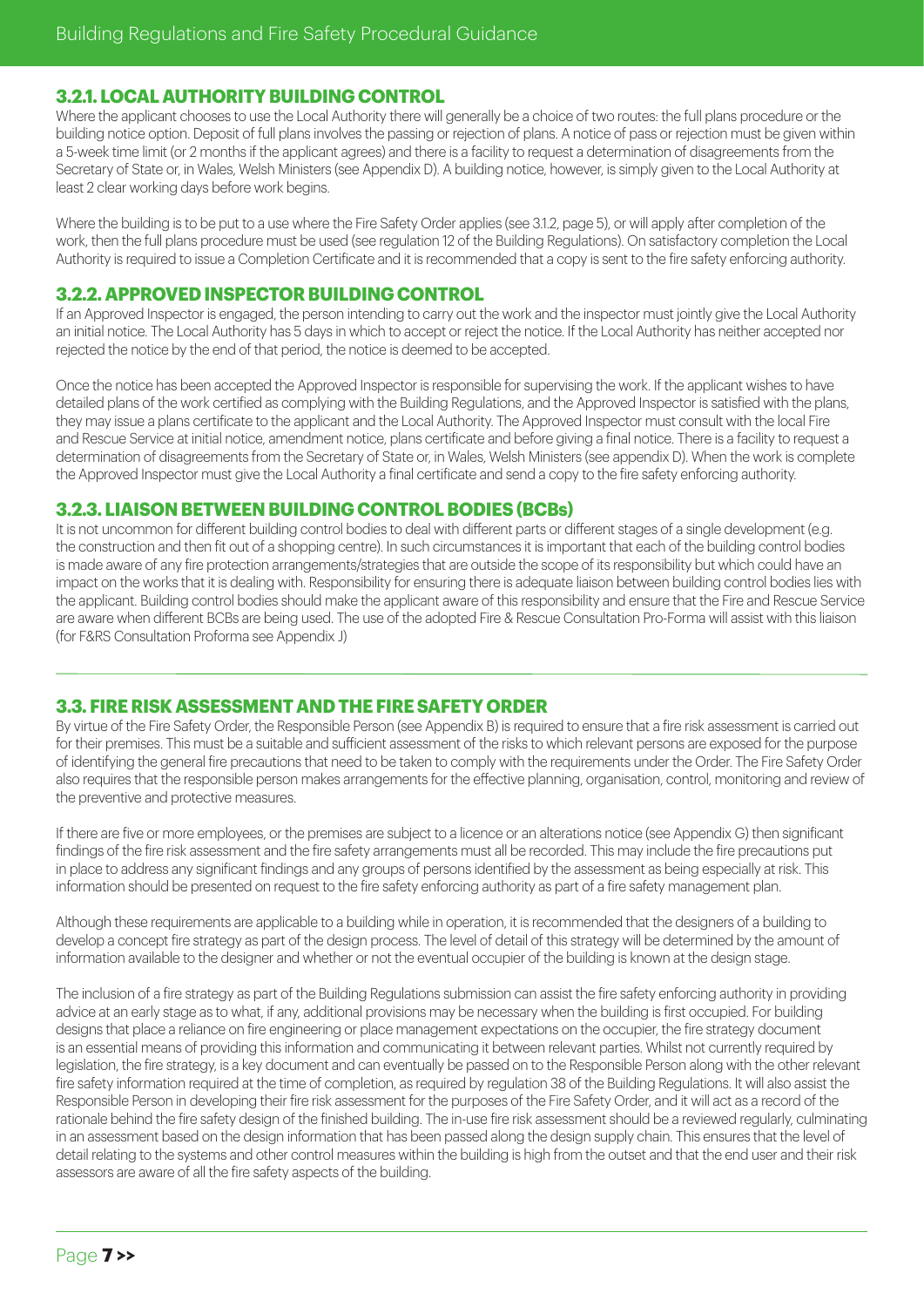### 3.2.1. LOCAL AUTHORITY BUILDING CONTROL

Where the applicant chooses to use the Local Authority there will generally be a choice of two routes: the full plans procedure or the building notice option. Deposit of full plans involves the passing or rejection of plans. A notice of pass or rejection must be given within a 5-week time limit (or 2 months if the applicant agrees) and there is a facility to request a determination of disagreements from the Secretary of State or, in Wales, Welsh Ministers (see Appendix D). A building notice, however, is simply given to the Local Authority at least 2 clear working days before work begins.

Where the building is to be put to a use where the Fire Safety Order applies (see 3.1.2, page 5), or will apply after completion of the work, then the full plans procedure must be used (see regulation 12 of the Building Regulations). On satisfactory completion the Local Authority is required to issue a Completion Certificate and it is recommended that a copy is sent to the fire safety enforcing authority.

### 3.2.2. APPROVED INSPECTOR BUILDING CONTROL

If an Approved Inspector is engaged, the person intending to carry out the work and the inspector must jointly give the Local Authority an initial notice. The Local Authority has 5 days in which to accept or reject the notice. If the Local Authority has neither accepted nor rejected the notice by the end of that period, the notice is deemed to be accepted.

Once the notice has been accepted the Approved Inspector is responsible for supervising the work. If the applicant wishes to have detailed plans of the work certified as complying with the Building Regulations, and the Approved Inspector is satisfied with the plans, they may issue a plans certificate to the applicant and the Local Authority. The Approved Inspector must consult with the local Fire and Rescue Service at initial notice, amendment notice, plans certificate and before giving a final notice. There is a facility to request a determination of disagreements from the Secretary of State or, in Wales, Welsh Ministers (see appendix D). When the work is complete the Approved Inspector must give the Local Authority a final certificate and send a copy to the fire safety enforcing authority.

### 3.2.3. LIAISON BETWEEN BUILDING CONTROL BODIES (BCBs)

It is not uncommon for different building control bodies to deal with different parts or different stages of a single development (e.g. the construction and then fit out of a shopping centre). In such circumstances it is important that each of the building control bodies is made aware of any fire protection arrangements/strategies that are outside the scope of its responsibility but which could have an impact on the works that it is dealing with. Responsibility for ensuring there is adequate liaison between building control bodies lies with the applicant. Building control bodies should make the applicant aware of this responsibility and ensure that the Fire and Rescue Service are aware when different BCBs are being used. The use of the adopted Fire & Rescue Consultation Pro-Forma will assist with this liaison (for F&RS Consultation Proforma see Appendix J)

## 3.3. FIRE RISK ASSESSMENT AND THE FIRE SAFETY ORDER

By virtue of the Fire Safety Order, the Responsible Person (see Appendix B) is required to ensure that a fire risk assessment is carried out for their premises. This must be a suitable and sufficient assessment of the risks to which relevant persons are exposed for the purpose of identifying the general fire precautions that need to be taken to comply with the requirements under the Order. The Fire Safety Order also requires that the responsible person makes arrangements for the effective planning, organisation, control, monitoring and review of the preventive and protective measures.

If there are five or more employees, or the premises are subject to a licence or an alterations notice (see Appendix G) then significant findings of the fire risk assessment and the fire safety arrangements must all be recorded. This may include the fire precautions put in place to address any significant findings and any groups of persons identified by the assessment as being especially at risk. This information should be presented on request to the fire safety enforcing authority as part of a fire safety management plan.

Although these requirements are applicable to a building while in operation, it is recommended that the designers of a building to develop a concept fire strategy as part of the design process. The level of detail of this strategy will be determined by the amount of information available to the designer and whether or not the eventual occupier of the building is known at the design stage.

The inclusion of a fire strategy as part of the Building Regulations submission can assist the fire safety enforcing authority in providing advice at an early stage as to what, if any, additional provisions may be necessary when the building is first occupied. For building designs that place a reliance on fire engineering or place management expectations on the occupier, the fire strategy document is an essential means of providing this information and communicating it between relevant parties. Whilst not currently required by legislation, the fire strategy, is a key document and can eventually be passed on to the Responsible Person along with the other relevant fire safety information required at the time of completion, as required by regulation 38 of the Building Regulations. It will also assist the Responsible Person in developing their fire risk assessment for the purposes of the Fire Safety Order, and it will act as a record of the rationale behind the fire safety design of the finished building. The in-use fire risk assessment should be a reviewed regularly, culminating in an assessment based on the design information that has been passed along the design supply chain. This ensures that the level of detail relating to the systems and other control measures within the building is high from the outset and that the end user and their risk assessors are aware of all the fire safety aspects of the building.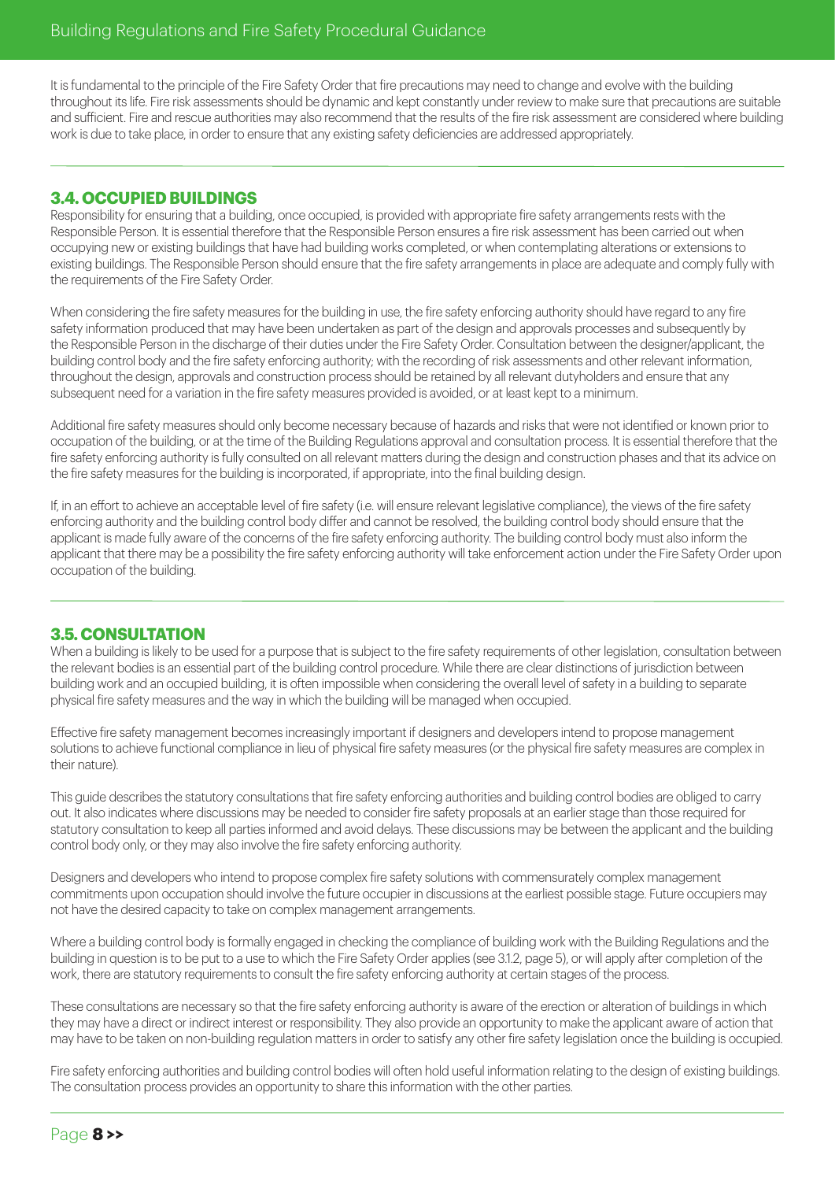It is fundamental to the principle of the Fire Safety Order that fire precautions may need to change and evolve with the building throughout its life. Fire risk assessments should be dynamic and kept constantly under review to make sure that precautions are suitable and sufficient. Fire and rescue authorities may also recommend that the results of the fire risk assessment are considered where building work is due to take place, in order to ensure that any existing safety deficiencies are addressed appropriately.

## 3.4. OCCUPIED BUILDINGS

Responsibility for ensuring that a building, once occupied, is provided with appropriate fire safety arrangements rests with the Responsible Person. It is essential therefore that the Responsible Person ensures a fire risk assessment has been carried out when occupying new or existing buildings that have had building works completed, or when contemplating alterations or extensions to existing buildings. The Responsible Person should ensure that the fire safety arrangements in place are adequate and comply fully with the requirements of the Fire Safety Order.

When considering the fire safety measures for the building in use, the fire safety enforcing authority should have regard to any fire safety information produced that may have been undertaken as part of the design and approvals processes and subsequently by the Responsible Person in the discharge of their duties under the Fire Safety Order. Consultation between the designer/applicant, the building control body and the fire safety enforcing authority; with the recording of risk assessments and other relevant information, throughout the design, approvals and construction process should be retained by all relevant dutyholders and ensure that any subsequent need for a variation in the fire safety measures provided is avoided, or at least kept to a minimum.

Additional fire safety measures should only become necessary because of hazards and risks that were not identified or known prior to occupation of the building, or at the time of the Building Regulations approval and consultation process. It is essential therefore that the fire safety enforcing authority is fully consulted on all relevant matters during the design and construction phases and that its advice on the fire safety measures for the building is incorporated, if appropriate, into the final building design.

If, in an effort to achieve an acceptable level of fire safety (i.e. will ensure relevant legislative compliance), the views of the fire safety enforcing authority and the building control body differ and cannot be resolved, the building control body should ensure that the applicant is made fully aware of the concerns of the fire safety enforcing authority. The building control body must also inform the applicant that there may be a possibility the fire safety enforcing authority will take enforcement action under the Fire Safety Order upon occupation of the building.

## 3.5. CONSULTATION

When a building is likely to be used for a purpose that is subject to the fire safety requirements of other legislation, consultation between the relevant bodies is an essential part of the building control procedure. While there are clear distinctions of jurisdiction between building work and an occupied building, it is often impossible when considering the overall level of safety in a building to separate physical fire safety measures and the way in which the building will be managed when occupied.

Effective fire safety management becomes increasingly important if designers and developers intend to propose management solutions to achieve functional compliance in lieu of physical fire safety measures (or the physical fire safety measures are complex in their nature).

This guide describes the statutory consultations that fire safety enforcing authorities and building control bodies are obliged to carry out. It also indicates where discussions may be needed to consider fire safety proposals at an earlier stage than those required for statutory consultation to keep all parties informed and avoid delays. These discussions may be between the applicant and the building control body only, or they may also involve the fire safety enforcing authority.

Designers and developers who intend to propose complex fire safety solutions with commensurately complex management commitments upon occupation should involve the future occupier in discussions at the earliest possible stage. Future occupiers may not have the desired capacity to take on complex management arrangements.

Where a building control body is formally engaged in checking the compliance of building work with the Building Regulations and the building in question is to be put to a use to which the Fire Safety Order applies (see 3.1.2, page 5), or will apply after completion of the work, there are statutory requirements to consult the fire safety enforcing authority at certain stages of the process.

These consultations are necessary so that the fire safety enforcing authority is aware of the erection or alteration of buildings in which they may have a direct or indirect interest or responsibility. They also provide an opportunity to make the applicant aware of action that may have to be taken on non-building regulation matters in order to satisfy any other fire safety legislation once the building is occupied.

Fire safety enforcing authorities and building control bodies will often hold useful information relating to the design of existing buildings. The consultation process provides an opportunity to share this information with the other parties.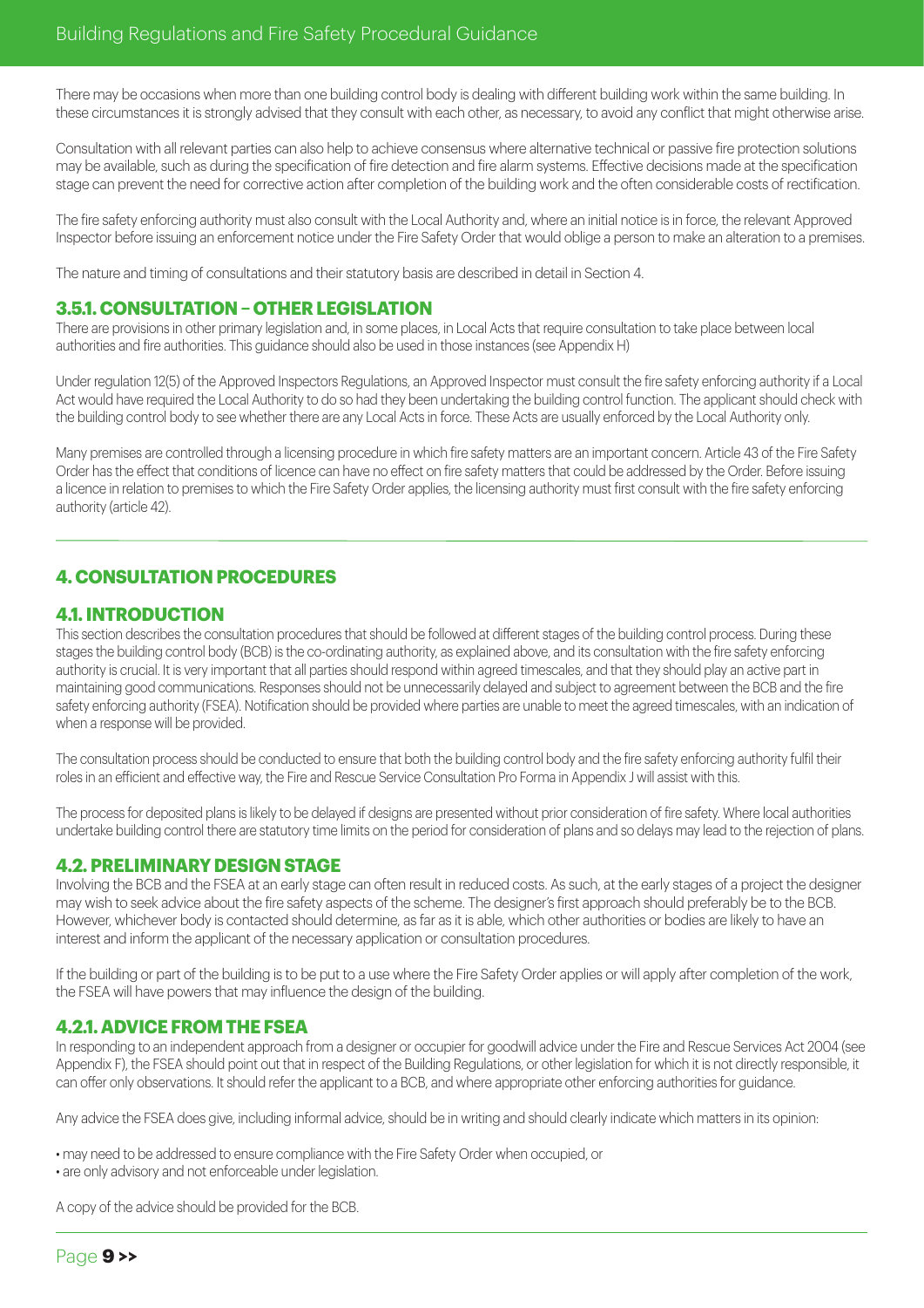There may be occasions when more than one building control body is dealing with different building work within the same building. In these circumstances it is strongly advised that they consult with each other, as necessary, to avoid any conflict that might otherwise arise.

Consultation with all relevant parties can also help to achieve consensus where alternative technical or passive fire protection solutions may be available, such as during the specification of fire detection and fire alarm systems. Effective decisions made at the specification stage can prevent the need for corrective action after completion of the building work and the often considerable costs of rectification.

The fire safety enforcing authority must also consult with the Local Authority and, where an initial notice is in force, the relevant Approved Inspector before issuing an enforcement notice under the Fire Safety Order that would oblige a person to make an alteration to a premises.

The nature and timing of consultations and their statutory basis are described in detail in Section 4.

### 3.5.1. CONSULTATION – OTHER LEGISLATION

There are provisions in other primary legislation and, in some places, in Local Acts that require consultation to take place between local authorities and fire authorities. This guidance should also be used in those instances (see Appendix H)

Under regulation 12(5) of the Approved Inspectors Regulations, an Approved Inspector must consult the fire safety enforcing authority if a Local Act would have required the Local Authority to do so had they been undertaking the building control function. The applicant should check with the building control body to see whether there are any Local Acts in force. These Acts are usually enforced by the Local Authority only.

Many premises are controlled through a licensing procedure in which fire safety matters are an important concern. Article 43 of the Fire Safety Order has the effect that conditions of licence can have no effect on fire safety matters that could be addressed by the Order. Before issuing a licence in relation to premises to which the Fire Safety Order applies, the licensing authority must first consult with the fire safety enforcing authority (article 42).

## 4. CONSULTATION PROCEDURES

### 4.1. INTRODUCTION

This section describes the consultation procedures that should be followed at different stages of the building control process. During these stages the building control body (BCB) is the co-ordinating authority, as explained above, and its consultation with the fire safety enforcing authority is crucial. It is very important that all parties should respond within agreed timescales, and that they should play an active part in maintaining good communications. Responses should not be unnecessarily delayed and subject to agreement between the BCB and the fire safety enforcing authority (FSEA). Notification should be provided where parties are unable to meet the agreed timescales, with an indication of when a response will be provided.

The consultation process should be conducted to ensure that both the building control body and the fire safety enforcing authority fulfil their roles in an efficient and effective way, the Fire and Rescue Service Consultation Pro Forma in Appendix J will assist with this.

The process for deposited plans is likely to be delayed if designs are presented without prior consideration of fire safety. Where local authorities undertake building control there are statutory time limits on the period for consideration of plans and so delays may lead to the rejection of plans.

### 4.2. PRELIMINARY DESIGN STAGE

Involving the BCB and the FSEA at an early stage can often result in reduced costs. As such, at the early stages of a project the designer may wish to seek advice about the fire safety aspects of the scheme. The designer's first approach should preferably be to the BCB. However, whichever body is contacted should determine, as far as it is able, which other authorities or bodies are likely to have an interest and inform the applicant of the necessary application or consultation procedures.

If the building or part of the building is to be put to a use where the Fire Safety Order applies or will apply after completion of the work, the FSEA will have powers that may influence the design of the building.

### 4.2.1. ADVICE FROM THE FSEA

In responding to an independent approach from a designer or occupier for goodwill advice under the Fire and Rescue Services Act 2004 (see Appendix F), the FSEA should point out that in respect of the Building Regulations, or other legislation for which it is not directly responsible, it can offer only observations. It should refer the applicant to a BCB, and where appropriate other enforcing authorities for guidance.

Any advice the FSEA does give, including informal advice, should be in writing and should clearly indicate which matters in its opinion:

- may need to be addressed to ensure compliance with the Fire Safety Order when occupied, or
- are only advisory and not enforceable under legislation.

A copy of the advice should be provided for the BCB.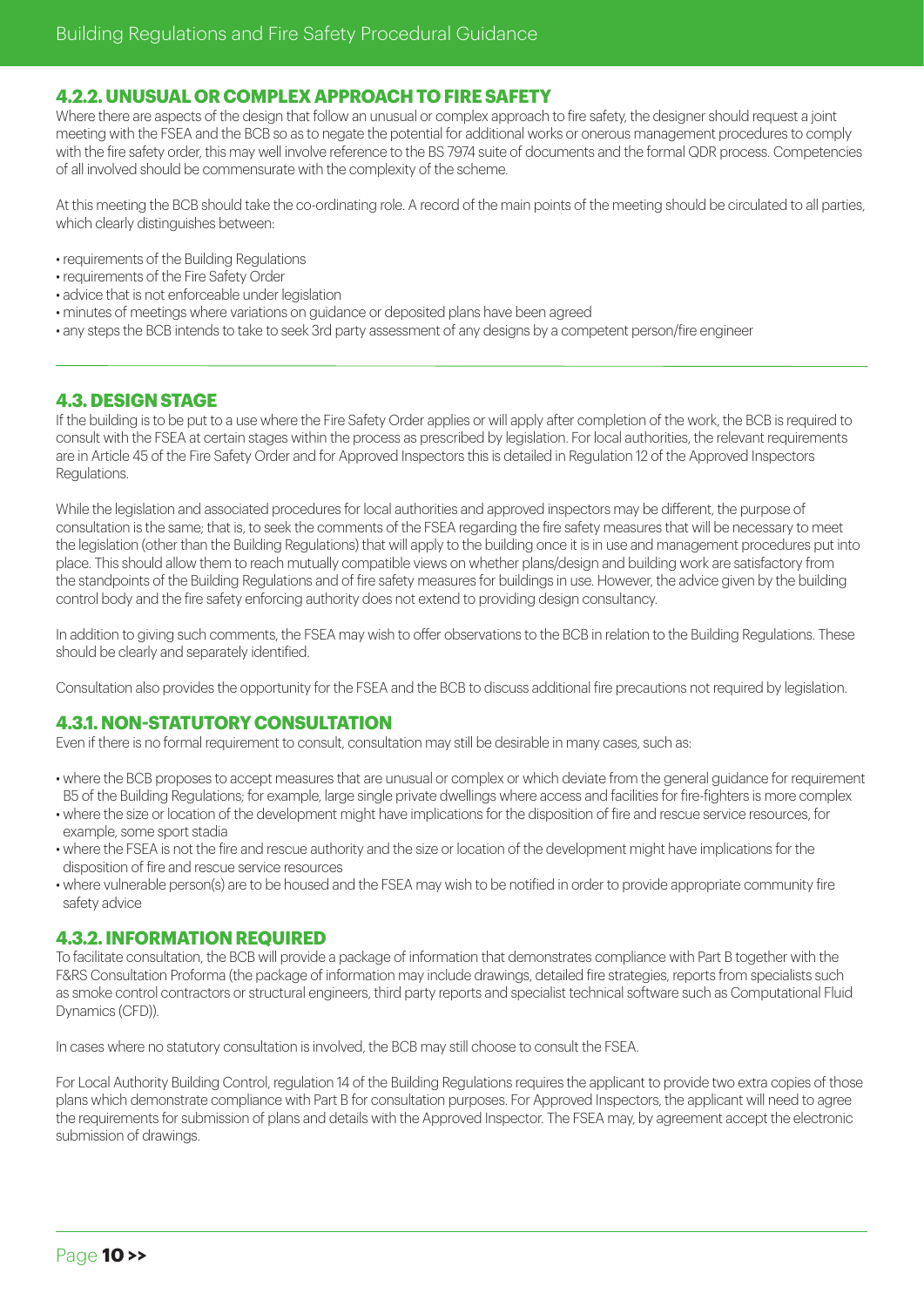### 4.2.2. UNUSUAL OR COMPLEX APPROACH TO FIRE SAFETY

Where there are aspects of the design that follow an unusual or complex approach to fire safety, the designer should request a joint meeting with the FSEA and the BCB so as to negate the potential for additional works or onerous management procedures to comply with the fire safety order, this may well involve reference to the BS 7974 suite of documents and the formal QDR process. Competencies of all involved should be commensurate with the complexity of the scheme.

At this meeting the BCB should take the co-ordinating role. A record of the main points of the meeting should be circulated to all parties, which clearly distinguishes between:

- requirements of the Building Regulations
- requirements of the Fire Safety Order
- advice that is not enforceable under legislation
- minutes of meetings where variations on guidance or deposited plans have been agreed
- any steps the BCB intends to take to seek 3rd party assessment of any designs by a competent person/fire engineer

## 4.3. DESIGN STAGE

If the building is to be put to a use where the Fire Safety Order applies or will apply after completion of the work, the BCB is required to consult with the FSEA at certain stages within the process as prescribed by legislation. For local authorities, the relevant requirements are in Article 45 of the Fire Safety Order and for Approved Inspectors this is detailed in Regulation 12 of the Approved Inspectors Regulations.

While the legislation and associated procedures for local authorities and approved inspectors may be different, the purpose of consultation is the same; that is, to seek the comments of the FSEA regarding the fire safety measures that will be necessary to meet the legislation (other than the Building Regulations) that will apply to the building once it is in use and management procedures put into place. This should allow them to reach mutually compatible views on whether plans/design and building work are satisfactory from the standpoints of the Building Regulations and of fire safety measures for buildings in use. However, the advice given by the building control body and the fire safety enforcing authority does not extend to providing design consultancy.

In addition to giving such comments, the FSEA may wish to offer observations to the BCB in relation to the Building Regulations. These should be clearly and separately identified.

Consultation also provides the opportunity for the FSEA and the BCB to discuss additional fire precautions not required by legislation.

### 4.3.1. NON-STATUTORY CONSULTATION

Even if there is no formal requirement to consult, consultation may still be desirable in many cases, such as:

- where the BCB proposes to accept measures that are unusual or complex or which deviate from the general guidance for requirement B5 of the Building Regulations; for example, large single private dwellings where access and facilities for fire-fighters is more complex
- where the size or location of the development might have implications for the disposition of fire and rescue service resources, for example, some sport stadia
- where the FSEA is not the fire and rescue authority and the size or location of the development might have implications for the disposition of fire and rescue service resources
- where vulnerable person(s) are to be housed and the FSEA may wish to be notified in order to provide appropriate community fire safety advice

### 4.3.2. INFORMATION REQUIRED

To facilitate consultation, the BCB will provide a package of information that demonstrates compliance with Part B together with the F&RS Consultation Proforma (the package of information may include drawings, detailed fire strategies, reports from specialists such as smoke control contractors or structural engineers, third party reports and specialist technical software such as Computational Fluid Dynamics (CFD)).

In cases where no statutory consultation is involved, the BCB may still choose to consult the FSEA.

For Local Authority Building Control, regulation 14 of the Building Regulations requires the applicant to provide two extra copies of those plans which demonstrate compliance with Part B for consultation purposes. For Approved Inspectors, the applicant will need to agree the requirements for submission of plans and details with the Approved Inspector. The FSEA may, by agreement accept the electronic submission of drawings.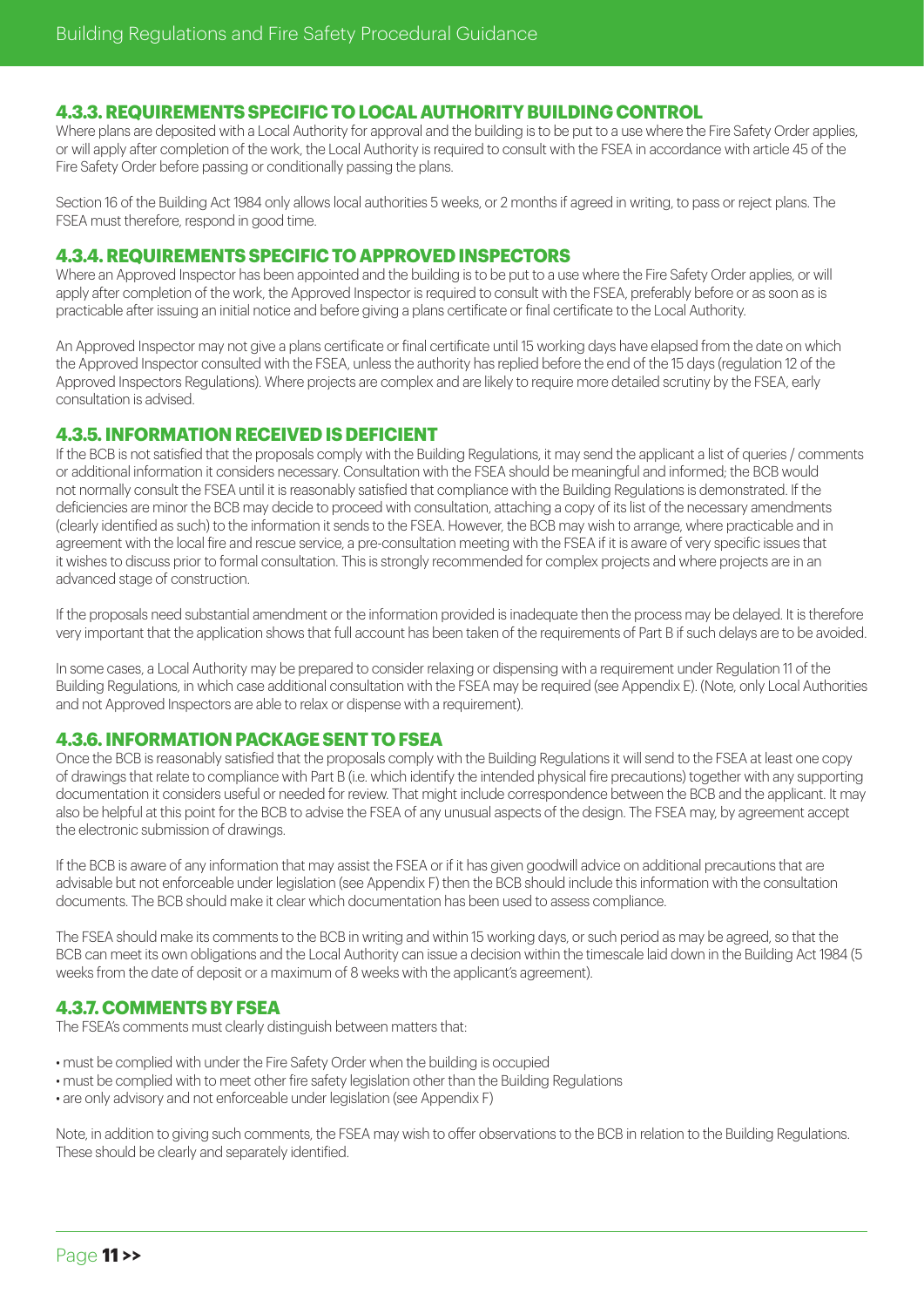### 4.3.3. REQUIREMENTS SPECIFIC TO LOCAL AUTHORITY BUILDING CONTROL

Where plans are deposited with a Local Authority for approval and the building is to be put to a use where the Fire Safety Order applies, or will apply after completion of the work, the Local Authority is required to consult with the FSEA in accordance with article 45 of the Fire Safety Order before passing or conditionally passing the plans.

Section 16 of the Building Act 1984 only allows local authorities 5 weeks, or 2 months if agreed in writing, to pass or reject plans. The FSEA must therefore, respond in good time.

### 4.3.4. REQUIREMENTS SPECIFIC TO APPROVED INSPECTORS

Where an Approved Inspector has been appointed and the building is to be put to a use where the Fire Safety Order applies, or will apply after completion of the work, the Approved Inspector is required to consult with the FSEA, preferably before or as soon as is practicable after issuing an initial notice and before giving a plans certificate or final certificate to the Local Authority.

An Approved Inspector may not give a plans certificate or final certificate until 15 working days have elapsed from the date on which the Approved Inspector consulted with the FSEA, unless the authority has replied before the end of the 15 days (regulation 12 of the Approved Inspectors Regulations). Where projects are complex and are likely to require more detailed scrutiny by the FSEA, early consultation is advised.

### 4.3.5. INFORMATION RECEIVED IS DEFICIENT

If the BCB is not satisfied that the proposals comply with the Building Regulations, it may send the applicant a list of queries / comments or additional information it considers necessary. Consultation with the FSEA should be meaningful and informed; the BCB would not normally consult the FSEA until it is reasonably satisfied that compliance with the Building Regulations is demonstrated. If the deficiencies are minor the BCB may decide to proceed with consultation, attaching a copy of its list of the necessary amendments (clearly identified as such) to the information it sends to the FSEA. However, the BCB may wish to arrange, where practicable and in agreement with the local fire and rescue service, a pre-consultation meeting with the FSEA if it is aware of very specific issues that it wishes to discuss prior to formal consultation. This is strongly recommended for complex projects and where projects are in an advanced stage of construction.

If the proposals need substantial amendment or the information provided is inadequate then the process may be delayed. It is therefore very important that the application shows that full account has been taken of the requirements of Part B if such delays are to be avoided.

In some cases, a Local Authority may be prepared to consider relaxing or dispensing with a requirement under Regulation 11 of the Building Regulations, in which case additional consultation with the FSEA may be required (see Appendix E). (Note, only Local Authorities and not Approved Inspectors are able to relax or dispense with a requirement).

### 4.3.6. INFORMATION PACKAGE SENT TO FSEA

Once the BCB is reasonably satisfied that the proposals comply with the Building Regulations it will send to the FSEA at least one copy of drawings that relate to compliance with Part B (i.e. which identify the intended physical fire precautions) together with any supporting documentation it considers useful or needed for review. That might include correspondence between the BCB and the applicant. It may also be helpful at this point for the BCB to advise the FSEA of any unusual aspects of the design. The FSEA may, by agreement accept the electronic submission of drawings.

If the BCB is aware of any information that may assist the FSEA or if it has given goodwill advice on additional precautions that are advisable but not enforceable under legislation (see Appendix F) then the BCB should include this information with the consultation documents. The BCB should make it clear which documentation has been used to assess compliance.

The FSEA should make its comments to the BCB in writing and within 15 working days, or such period as may be agreed, so that the BCB can meet its own obligations and the Local Authority can issue a decision within the timescale laid down in the Building Act 1984 (5 weeks from the date of deposit or a maximum of 8 weeks with the applicant's agreement).

### 4.3.7. COMMENTS BY FSEA

The FSEA's comments must clearly distinguish between matters that:

- must be complied with under the Fire Safety Order when the building is occupied
- must be complied with to meet other fire safety legislation other than the Building Regulations
- are only advisory and not enforceable under legislation (see Appendix F)

Note, in addition to giving such comments, the FSEA may wish to offer observations to the BCB in relation to the Building Regulations. These should be clearly and separately identified.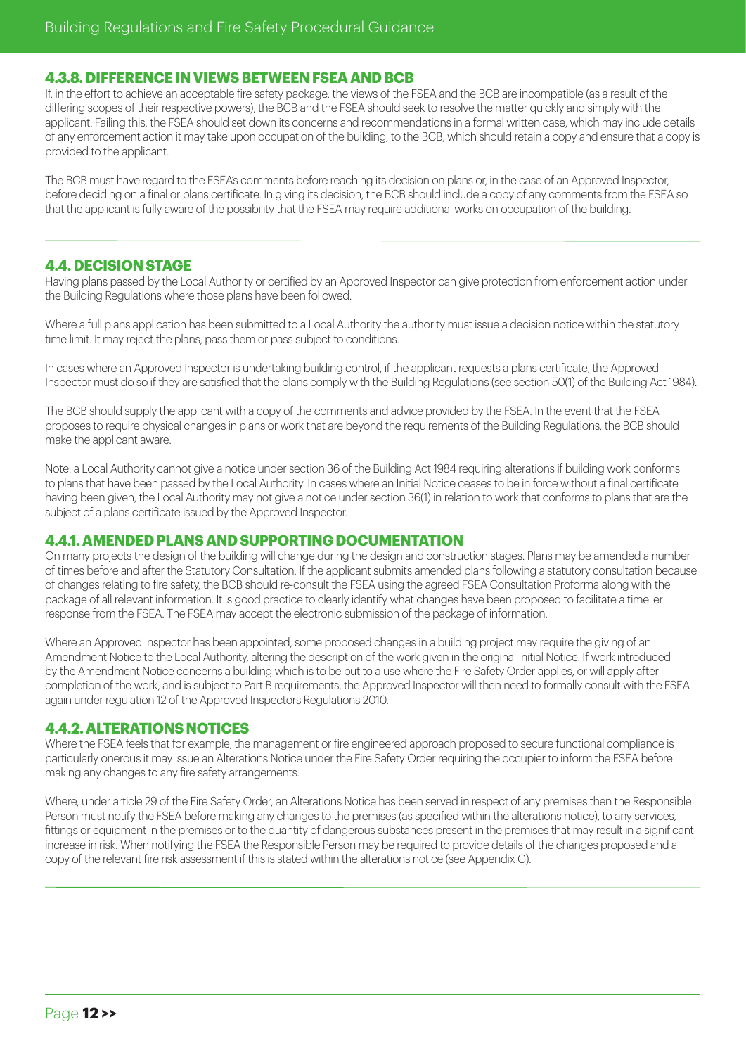### 4.3.8. DIFFERENCE IN VIEWS BETWEEN FSEA AND BCB

If, in the effort to achieve an acceptable fire safety package, the views of the FSEA and the BCB are incompatible (as a result of the differing scopes of their respective powers), the BCB and the FSEA should seek to resolve the matter quickly and simply with the applicant. Failing this, the FSEA should set down its concerns and recommendations in a formal written case, which may include details of any enforcement action it may take upon occupation of the building, to the BCB, which should retain a copy and ensure that a copy is provided to the applicant.

The BCB must have regard to the FSEA's comments before reaching its decision on plans or, in the case of an Approved Inspector, before deciding on a final or plans certificate. In giving its decision, the BCB should include a copy of any comments from the FSEA so that the applicant is fully aware of the possibility that the FSEA may require additional works on occupation of the building.

## 4.4. DECISION STAGE

Having plans passed by the Local Authority or certified by an Approved Inspector can give protection from enforcement action under the Building Regulations where those plans have been followed.

Where a full plans application has been submitted to a Local Authority the authority must issue a decision notice within the statutory time limit. It may reject the plans, pass them or pass subject to conditions.

In cases where an Approved Inspector is undertaking building control, if the applicant requests a plans certificate, the Approved Inspector must do so if they are satisfied that the plans comply with the Building Regulations (see section 50(1) of the Building Act 1984).

The BCB should supply the applicant with a copy of the comments and advice provided by the FSEA. In the event that the FSEA proposes to require physical changes in plans or work that are beyond the requirements of the Building Regulations, the BCB should make the applicant aware.

Note: a Local Authority cannot give a notice under section 36 of the Building Act 1984 requiring alterations if building work conforms to plans that have been passed by the Local Authority. In cases where an Initial Notice ceases to be in force without a final certificate having been given, the Local Authority may not give a notice under section 36(1) in relation to work that conforms to plans that are the subject of a plans certificate issued by the Approved Inspector.

### 4.4.1. AMENDED PLANS AND SUPPORTING DOCUMENTATION

On many projects the design of the building will change during the design and construction stages. Plans may be amended a number of times before and after the Statutory Consultation. If the applicant submits amended plans following a statutory consultation because of changes relating to fire safety, the BCB should re-consult the FSEA using the agreed FSEA Consultation Proforma along with the package of all relevant information. It is good practice to clearly identify what changes have been proposed to facilitate a timelier response from the FSEA. The FSEA may accept the electronic submission of the package of information.

Where an Approved Inspector has been appointed, some proposed changes in a building project may require the giving of an Amendment Notice to the Local Authority, altering the description of the work given in the original Initial Notice. If work introduced by the Amendment Notice concerns a building which is to be put to a use where the Fire Safety Order applies, or will apply after completion of the work, and is subject to Part B requirements, the Approved Inspector will then need to formally consult with the FSEA again under regulation 12 of the Approved Inspectors Regulations 2010.

### 4.4.2. ALTERATIONS NOTICES

Where the FSEA feels that for example, the management or fire engineered approach proposed to secure functional compliance is particularly onerous it may issue an Alterations Notice under the Fire Safety Order requiring the occupier to inform the FSEA before making any changes to any fire safety arrangements.

Where, under article 29 of the Fire Safety Order, an Alterations Notice has been served in respect of any premises then the Responsible Person must notify the FSEA before making any changes to the premises (as specified within the alterations notice), to any services, fittings or equipment in the premises or to the quantity of dangerous substances present in the premises that may result in a significant increase in risk. When notifying the FSEA the Responsible Person may be required to provide details of the changes proposed and a copy of the relevant fire risk assessment if this is stated within the alterations notice (see Appendix G).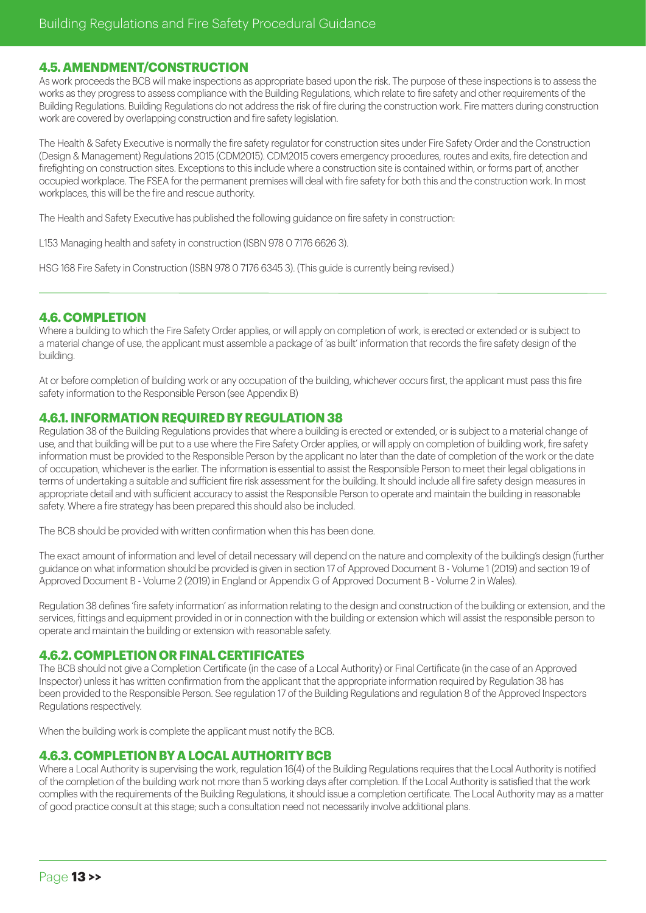## 4.5. AMENDMENT/CONSTRUCTION

As work proceeds the BCB will make inspections as appropriate based upon the risk. The purpose of these inspections is to assess the works as they progress to assess compliance with the Building Regulations, which relate to fire safety and other requirements of the Building Regulations. Building Regulations do not address the risk of fire during the construction work. Fire matters during construction work are covered by overlapping construction and fire safety legislation.

The Health & Safety Executive is normally the fire safety regulator for construction sites under Fire Safety Order and the Construction (Design & Management) Regulations 2015 (CDM2015). CDM2015 covers emergency procedures, routes and exits, fire detection and firefighting on construction sites. Exceptions to this include where a construction site is contained within, or forms part of, another occupied workplace. The FSEA for the permanent premises will deal with fire safety for both this and the construction work. In most workplaces, this will be the fire and rescue authority.

The Health and Safety Executive has published the following guidance on fire safety in construction:

L153 Managing health and safety in construction (ISBN 978 0 7176 6626 3).

HSG 168 Fire Safety in Construction (ISBN 978 0 7176 6345 3). (This guide is currently being revised.)

## 4.6. COMPLETION

Where a building to which the Fire Safety Order applies, or will apply on completion of work, is erected or extended or is subject to a material change of use, the applicant must assemble a package of 'as built' information that records the fire safety design of the building.

At or before completion of building work or any occupation of the building, whichever occurs first, the applicant must pass this fire safety information to the Responsible Person (see Appendix B)

### 4.6.1. INFORMATION REQUIRED BY REGULATION 38

Regulation 38 of the Building Regulations provides that where a building is erected or extended, or is subject to a material change of use, and that building will be put to a use where the Fire Safety Order applies, or will apply on completion of building work, fire safety information must be provided to the Responsible Person by the applicant no later than the date of completion of the work or the date of occupation, whichever is the earlier. The information is essential to assist the Responsible Person to meet their legal obligations in terms of undertaking a suitable and sufficient fire risk assessment for the building. It should include all fire safety design measures in appropriate detail and with sufficient accuracy to assist the Responsible Person to operate and maintain the building in reasonable safety. Where a fire strategy has been prepared this should also be included.

The BCB should be provided with written confirmation when this has been done.

The exact amount of information and level of detail necessary will depend on the nature and complexity of the building's design (further guidance on what information should be provided is given in section 17 of Approved Document B - Volume 1 (2019) and section 19 of Approved Document B - Volume 2 (2019) in England or Appendix G of Approved Document B - Volume 2 in Wales).

Regulation 38 defines 'fire safety information' as information relating to the design and construction of the building or extension, and the services, fittings and equipment provided in or in connection with the building or extension which will assist the responsible person to operate and maintain the building or extension with reasonable safety.

### 4.6.2. COMPLETION OR FINAL CERTIFICATES

The BCB should not give a Completion Certificate (in the case of a Local Authority) or Final Certificate (in the case of an Approved Inspector) unless it has written confirmation from the applicant that the appropriate information required by Regulation 38 has been provided to the Responsible Person. See regulation 17 of the Building Regulations and regulation 8 of the Approved Inspectors Regulations respectively.

When the building work is complete the applicant must notify the BCB.

### 4.6.3. COMPLETION BY A LOCAL AUTHORITY BCB

Where a Local Authority is supervising the work, regulation 16(4) of the Building Regulations requires that the Local Authority is notified of the completion of the building work not more than 5 working days after completion. If the Local Authority is satisfied that the work complies with the requirements of the Building Regulations, it should issue a completion certificate. The Local Authority may as a matter of good practice consult at this stage; such a consultation need not necessarily involve additional plans.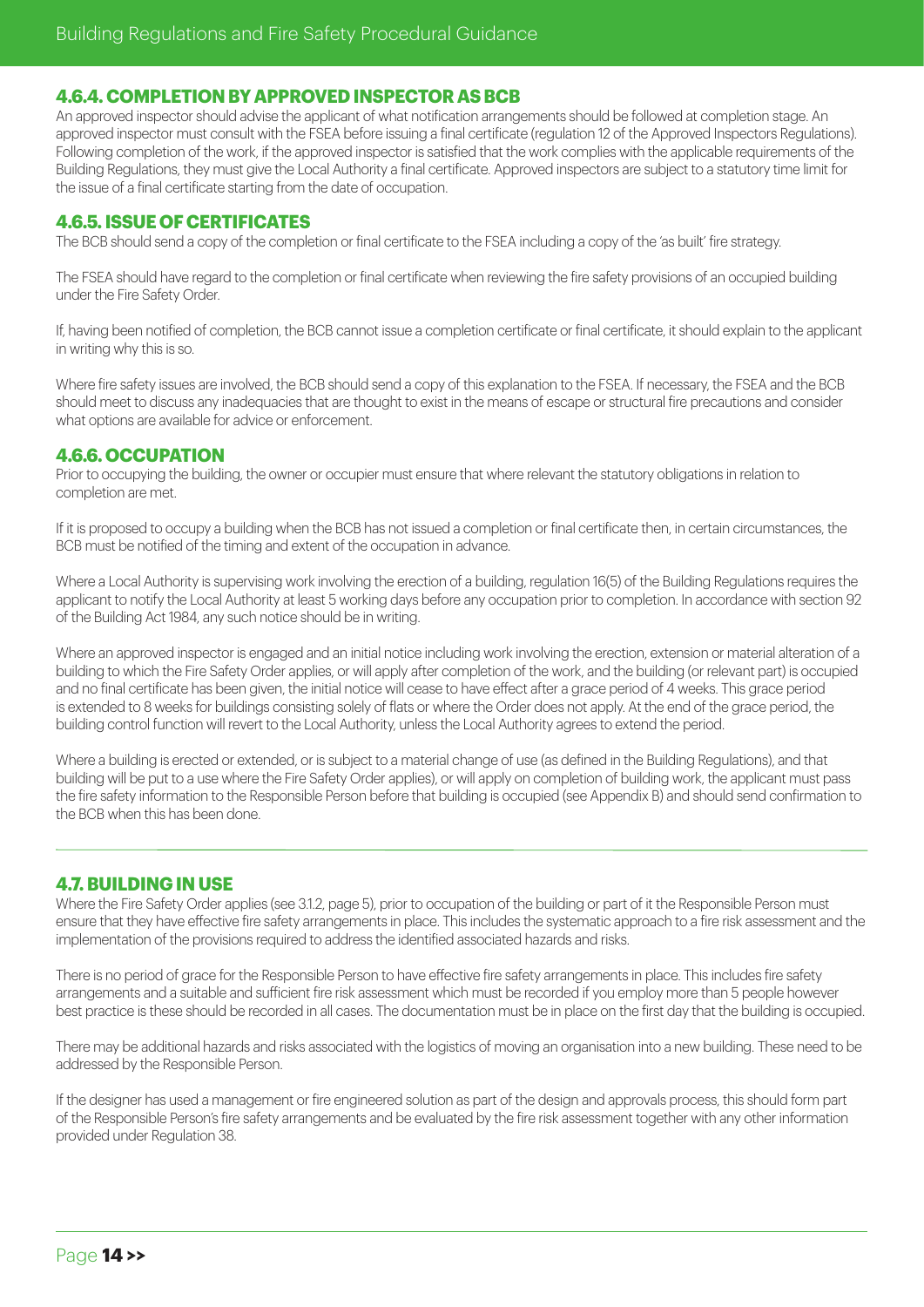### 4.6.4. COMPLETION BY APPROVED INSPECTOR AS BCB

An approved inspector should advise the applicant of what notification arrangements should be followed at completion stage. An approved inspector must consult with the FSEA before issuing a final certificate (regulation 12 of the Approved Inspectors Regulations). Following completion of the work, if the approved inspector is satisfied that the work complies with the applicable requirements of the Building Regulations, they must give the Local Authority a final certificate. Approved inspectors are subject to a statutory time limit for the issue of a final certificate starting from the date of occupation.

### 4.6.5. ISSUE OF CERTIFICATES

The BCB should send a copy of the completion or final certificate to the FSEA including a copy of the 'as built' fire strategy.

The FSEA should have regard to the completion or final certificate when reviewing the fire safety provisions of an occupied building under the Fire Safety Order.

If, having been notified of completion, the BCB cannot issue a completion certificate or final certificate, it should explain to the applicant in writing why this is so.

Where fire safety issues are involved, the BCB should send a copy of this explanation to the FSEA. If necessary, the FSEA and the BCB should meet to discuss any inadequacies that are thought to exist in the means of escape or structural fire precautions and consider what options are available for advice or enforcement.

### 4.6.6. OCCUPATION

Prior to occupying the building, the owner or occupier must ensure that where relevant the statutory obligations in relation to completion are met.

If it is proposed to occupy a building when the BCB has not issued a completion or final certificate then, in certain circumstances, the BCB must be notified of the timing and extent of the occupation in advance.

Where a Local Authority is supervising work involving the erection of a building, regulation 16(5) of the Building Regulations requires the applicant to notify the Local Authority at least 5 working days before any occupation prior to completion. In accordance with section 92 of the Building Act 1984, any such notice should be in writing.

Where an approved inspector is engaged and an initial notice including work involving the erection, extension or material alteration of a building to which the Fire Safety Order applies, or will apply after completion of the work, and the building (or relevant part) is occupied and no final certificate has been given, the initial notice will cease to have effect after a grace period of 4 weeks. This grace period is extended to 8 weeks for buildings consisting solely of flats or where the Order does not apply. At the end of the grace period, the building control function will revert to the Local Authority, unless the Local Authority agrees to extend the period.

Where a building is erected or extended, or is subject to a material change of use (as defined in the Building Regulations), and that building will be put to a use where the Fire Safety Order applies), or will apply on completion of building work, the applicant must pass the fire safety information to the Responsible Person before that building is occupied (see Appendix B) and should send confirmation to the BCB when this has been done.

## 4.7. BUILDING IN USE

Where the Fire Safety Order applies (see 3.1.2, page 5), prior to occupation of the building or part of it the Responsible Person must ensure that they have effective fire safety arrangements in place. This includes the systematic approach to a fire risk assessment and the implementation of the provisions required to address the identified associated hazards and risks.

There is no period of grace for the Responsible Person to have effective fire safety arrangements in place. This includes fire safety arrangements and a suitable and sufficient fire risk assessment which must be recorded if you employ more than 5 people however best practice is these should be recorded in all cases. The documentation must be in place on the first day that the building is occupied.

There may be additional hazards and risks associated with the logistics of moving an organisation into a new building. These need to be addressed by the Responsible Person.

If the designer has used a management or fire engineered solution as part of the design and approvals process, this should form part of the Responsible Person's fire safety arrangements and be evaluated by the fire risk assessment together with any other information provided under Regulation 38.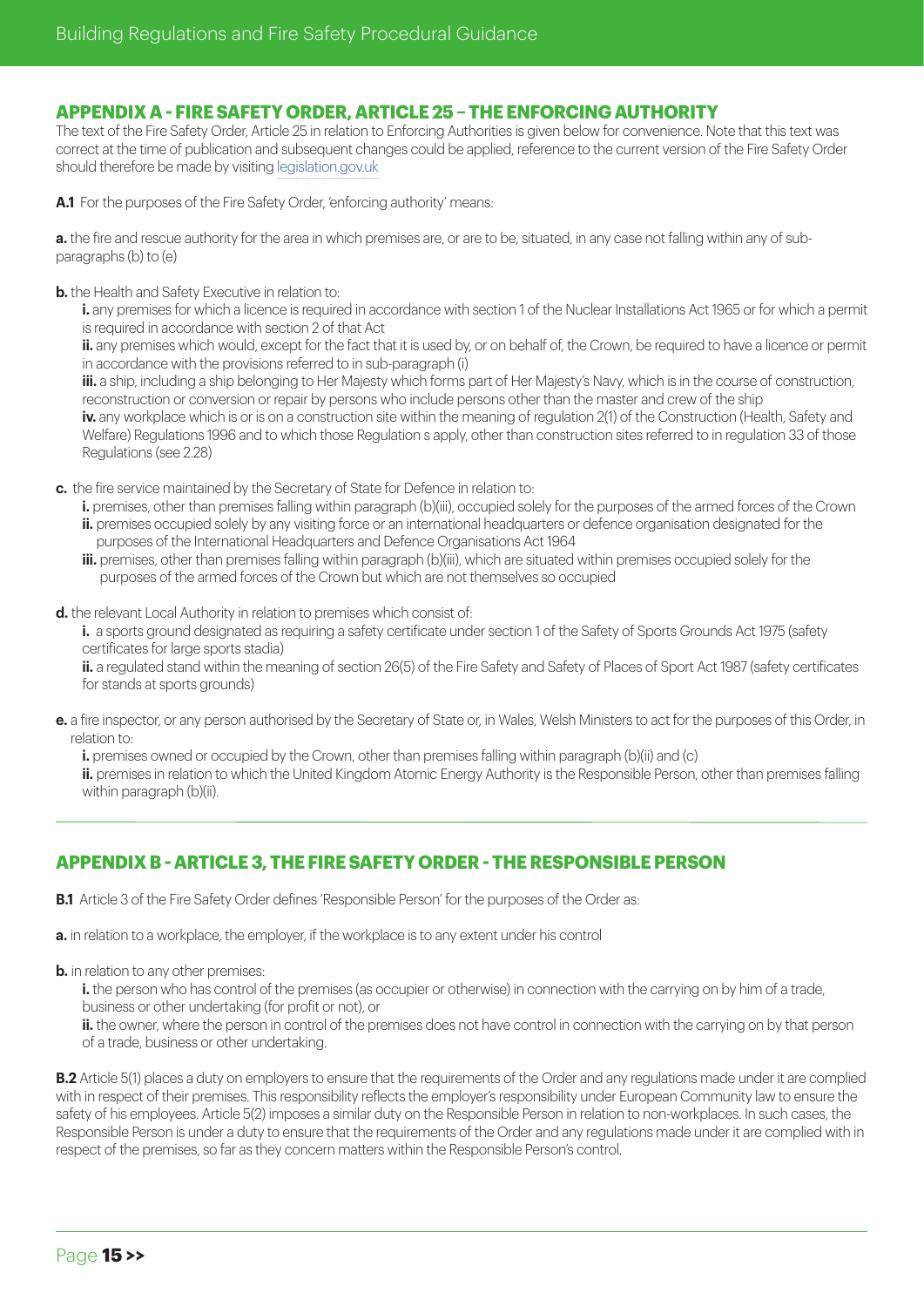## APPENDIX A - FIRE SAFETY ORDER, ARTICLE 25 – THE ENFORCING AUTHORITY

The text of the Fire Safety Order, Article 25 in relation to Enforcing Authorities is given below for convenience. Note that this text was correct at the time of publication and subsequent changes could be applied, reference to the current version of the Fire Safety Order should therefore be made by visiting legislation.gov.uk

**A.1** For the purposes of the Fire Safety Order, 'enforcing authority' means:

**a.** the fire and rescue authority for the area in which premises are, or are to be, situated, in any case not falling within any of sub-paragraphs (b) to (e)

**b.** the Health and Safety Executive in relation to:

> **i.** any premises for which a licence is required in accordance with section 1 of the Nuclear Installations Act 1965 or for which a permit is required in accordance with section 2 of that Act
>
> **ii.** any premises which would, except for the fact that it is used by, or on behalf of, the Crown, be required to have a licence or permit in accordance with the provisions referred to in sub-paragraph (i)
>
> **iii.** a ship, including a ship belonging to Her Majesty which forms part of Her Majesty's Navy, which is in the course of construction, reconstruction or conversion or repair by persons who include persons other than the master and crew of the ship
>
> **iv.** any workplace which is or is on a construction site within the meaning of regulation 2(1) of the Construction (Health, Safety and Welfare) Regulations 1996 and to which those Regulation s apply, other than construction sites referred to in regulation 33 of those Regulations (see 2.28)

**c.** the fire service maintained by the Secretary of State for Defence in relation to:

> **i.** premises, other than premises falling within paragraph (b)(iii), occupied solely for the purposes of the armed forces of the Crown
>
> **ii.** premises occupied solely by any visiting force or an international headquarters or defence organisation designated for the purposes of the International Headquarters and Defence Organisations Act 1964
>
> **iii.** premises, other than premises falling within paragraph (b)(iii), which are situated within premises occupied solely for the purposes of the armed forces of the Crown but which are not themselves so occupied

**d.** the relevant Local Authority in relation to premises which consist of:

> **i.** a sports ground designated as requiring a safety certificate under section 1 of the Safety of Sports Grounds Act 1975 (safety certificates for large sports stadia)
>
> **ii.** a regulated stand within the meaning of section 26(5) of the Fire Safety and Safety of Places of Sport Act 1987 (safety certificates for stands at sports grounds)

**e.** a fire inspector, or any person authorised by the Secretary of State or, in Wales, Welsh Ministers to act for the purposes of this Order, in relation to:

> **i.** premises owned or occupied by the Crown, other than premises falling within paragraph (b)(ii) and (c)
>
> **ii.** premises in relation to which the United Kingdom Atomic Energy Authority is the Responsible Person, other than premises falling within paragraph (b)(ii).

## APPENDIX B - ARTICLE 3, THE FIRE SAFETY ORDER - THE RESPONSIBLE PERSON

**B.1** Article 3 of the Fire Safety Order defines 'Responsible Person' for the purposes of the Order as:

**a.** in relation to a workplace, the employer, if the workplace is to any extent under his control

**b.** in relation to any other premises:

> **i.** the person who has control of the premises (as occupier or otherwise) in connection with the carrying on by him of a trade, business or other undertaking (for profit or not), or
>
> **ii.** the owner, where the person in control of the premises does not have control in connection with the carrying on by that person of a trade, business or other undertaking.

**B.2** Article 5(1) places a duty on employers to ensure that the requirements of the Order and any regulations made under it are complied with in respect of their premises. This responsibility reflects the employer's responsibility under European Community law to ensure the safety of his employees. Article 5(2) imposes a similar duty on the Responsible Person in relation to non-workplaces. In such cases, the Responsible Person is under a duty to ensure that the requirements of the Order and any regulations made under it are complied with in respect of the premises, so far as they concern matters within the Responsible Person's control.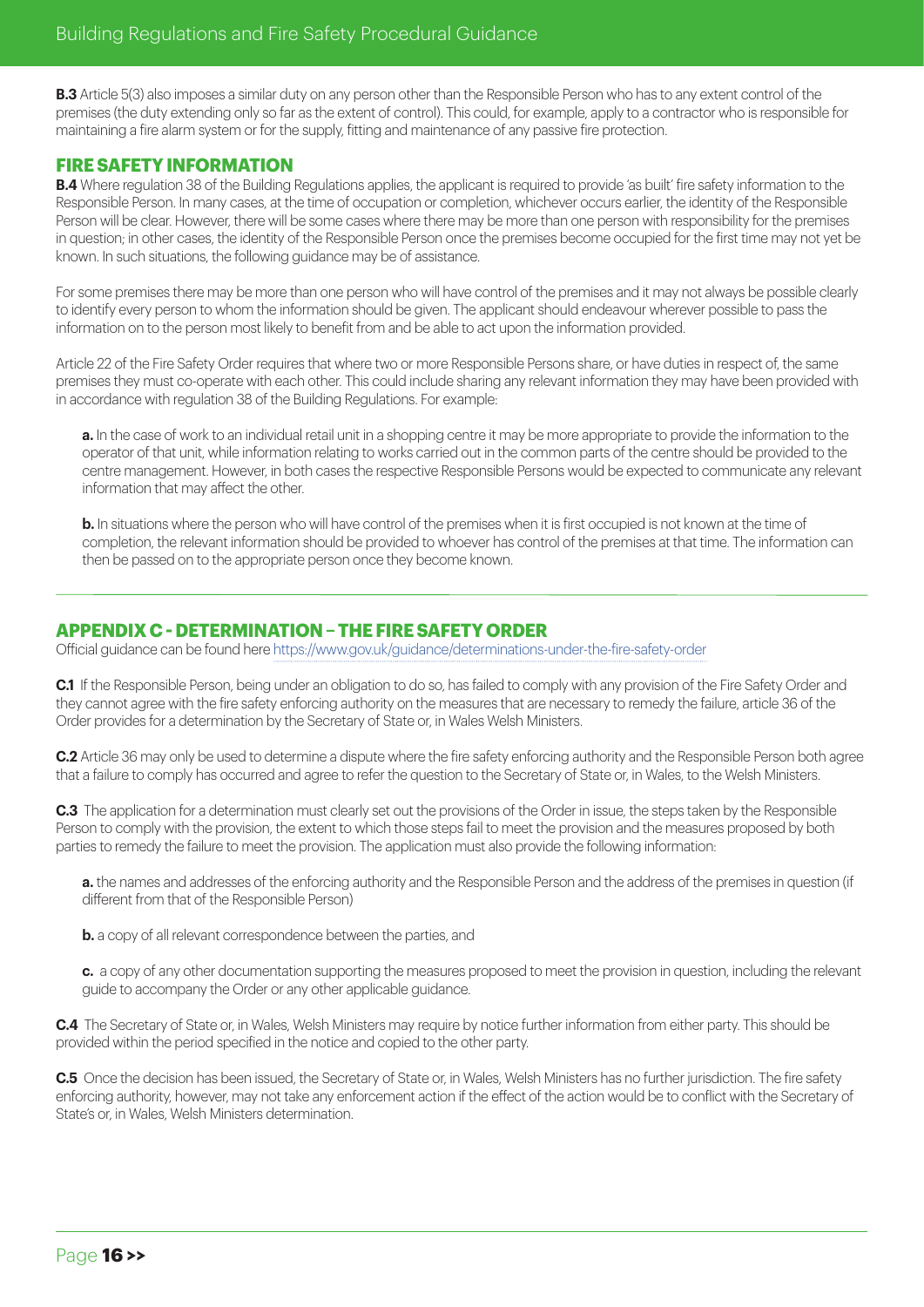**B.3** Article 5(3) also imposes a similar duty on any person other than the Responsible Person who has to any extent control of the premises (the duty extending only so far as the extent of control). This could, for example, apply to a contractor who is responsible for maintaining a fire alarm system or for the supply, fitting and maintenance of any passive fire protection.

## FIRE SAFETY INFORMATION

**B.4** Where regulation 38 of the Building Regulations applies, the applicant is required to provide 'as built' fire safety information to the Responsible Person. In many cases, at the time of occupation or completion, whichever occurs earlier, the identity of the Responsible Person will be clear. However, there will be some cases where there may be more than one person with responsibility for the premises in question; in other cases, the identity of the Responsible Person once the premises become occupied for the first time may not yet be known. In such situations, the following guidance may be of assistance.

For some premises there may be more than one person who will have control of the premises and it may not always be possible clearly to identify every person to whom the information should be given. The applicant should endeavour wherever possible to pass the information on to the person most likely to benefit from and be able to act upon the information provided.

Article 22 of the Fire Safety Order requires that where two or more Responsible Persons share, or have duties in respect of, the same premises they must co-operate with each other. This could include sharing any relevant information they may have been provided with in accordance with regulation 38 of the Building Regulations. For example:

**a.** In the case of work to an individual retail unit in a shopping centre it may be more appropriate to provide the information to the operator of that unit, while information relating to works carried out in the common parts of the centre should be provided to the centre management. However, in both cases the respective Responsible Persons would be expected to communicate any relevant information that may affect the other.

**b.** In situations where the person who will have control of the premises when it is first occupied is not known at the time of completion, the relevant information should be provided to whoever has control of the premises at that time. The information can then be passed on to the appropriate person once they become known.

---

## APPENDIX C - DETERMINATION – THE FIRE SAFETY ORDER

Official guidance can be found here https://www.gov.uk/guidance/determinations-under-the-fire-safety-order

**C.1** If the Responsible Person, being under an obligation to do so, has failed to comply with any provision of the Fire Safety Order and they cannot agree with the fire safety enforcing authority on the measures that are necessary to remedy the failure, article 36 of the Order provides for a determination by the Secretary of State or, in Wales Welsh Ministers.

**C.2** Article 36 may only be used to determine a dispute where the fire safety enforcing authority and the Responsible Person both agree that a failure to comply has occurred and agree to refer the question to the Secretary of State or, in Wales, to the Welsh Ministers.

**C.3** The application for a determination must clearly set out the provisions of the Order in issue, the steps taken by the Responsible Person to comply with the provision, the extent to which those steps fail to meet the provision and the measures proposed by both parties to remedy the failure to meet the provision. The application must also provide the following information:

**a.** the names and addresses of the enforcing authority and the Responsible Person and the address of the premises in question (if different from that of the Responsible Person)

**b.** a copy of all relevant correspondence between the parties, and

**c.** a copy of any other documentation supporting the measures proposed to meet the provision in question, including the relevant guide to accompany the Order or any other applicable guidance.

**C.4** The Secretary of State or, in Wales, Welsh Ministers may require by notice further information from either party. This should be provided within the period specified in the notice and copied to the other party.

**C.5** Once the decision has been issued, the Secretary of State or, in Wales, Welsh Ministers has no further jurisdiction. The fire safety enforcing authority, however, may not take any enforcement action if the effect of the action would be to conflict with the Secretary of State's or, in Wales, Welsh Ministers determination.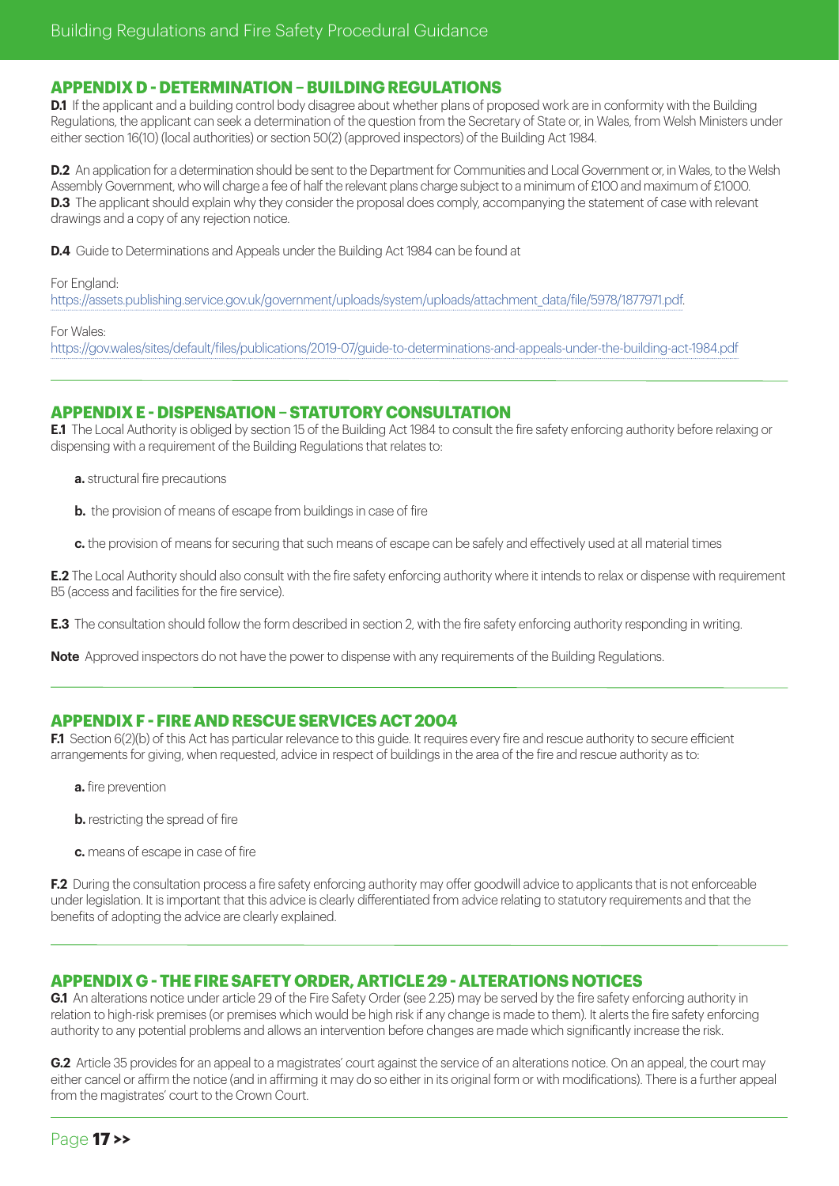## APPENDIX D - DETERMINATION – BUILDING REGULATIONS

**D.1** If the applicant and a building control body disagree about whether plans of proposed work are in conformity with the Building Regulations, the applicant can seek a determination of the question from the Secretary of State or, in Wales, from Welsh Ministers under either section 16(10) (local authorities) or section 50(2) (approved inspectors) of the Building Act 1984.

**D.2** An application for a determination should be sent to the Department for Communities and Local Government or, in Wales, to the Welsh Assembly Government, who will charge a fee of half the relevant plans charge subject to a minimum of £100 and maximum of £1000.

**D.3** The applicant should explain why they consider the proposal does comply, accompanying the statement of case with relevant drawings and a copy of any rejection notice.

**D.4** Guide to Determinations and Appeals under the Building Act 1984 can be found at

For England:
https://assets.publishing.service.gov.uk/government/uploads/system/uploads/attachment_data/file/5978/1877971.pdf.

For Wales:
https://gov.wales/sites/default/files/publications/2019-07/guide-to-determinations-and-appeals-under-the-building-act-1984.pdf

## APPENDIX E - DISPENSATION – STATUTORY CONSULTATION

**E.1** The Local Authority is obliged by section 15 of the Building Act 1984 to consult the fire safety enforcing authority before relaxing or dispensing with a requirement of the Building Regulations that relates to:

- **a.** structural fire precautions
- **b.** the provision of means of escape from buildings in case of fire
- **c.** the provision of means for securing that such means of escape can be safely and effectively used at all material times

**E.2** The Local Authority should also consult with the fire safety enforcing authority where it intends to relax or dispense with requirement B5 (access and facilities for the fire service).

**E.3** The consultation should follow the form described in section 2, with the fire safety enforcing authority responding in writing.

**Note** Approved inspectors do not have the power to dispense with any requirements of the Building Regulations.

## APPENDIX F - FIRE AND RESCUE SERVICES ACT 2004

**F.1** Section 6(2)(b) of this Act has particular relevance to this guide. It requires every fire and rescue authority to secure efficient arrangements for giving, when requested, advice in respect of buildings in the area of the fire and rescue authority as to:

- **a.** fire prevention
- **b.** restricting the spread of fire
- **c.** means of escape in case of fire

**F.2** During the consultation process a fire safety enforcing authority may offer goodwill advice to applicants that is not enforceable under legislation. It is important that this advice is clearly differentiated from advice relating to statutory requirements and that the benefits of adopting the advice are clearly explained.

## APPENDIX G - THE FIRE SAFETY ORDER, ARTICLE 29 - ALTERATIONS NOTICES

**G.1** An alterations notice under article 29 of the Fire Safety Order (see 2.25) may be served by the fire safety enforcing authority in relation to high-risk premises (or premises which would be high risk if any change is made to them). It alerts the fire safety enforcing authority to any potential problems and allows an intervention before changes are made which significantly increase the risk.

**G.2** Article 35 provides for an appeal to a magistrates' court against the service of an alterations notice. On an appeal, the court may either cancel or affirm the notice (and in affirming it may do so either in its original form or with modifications). There is a further appeal from the magistrates' court to the Crown Court.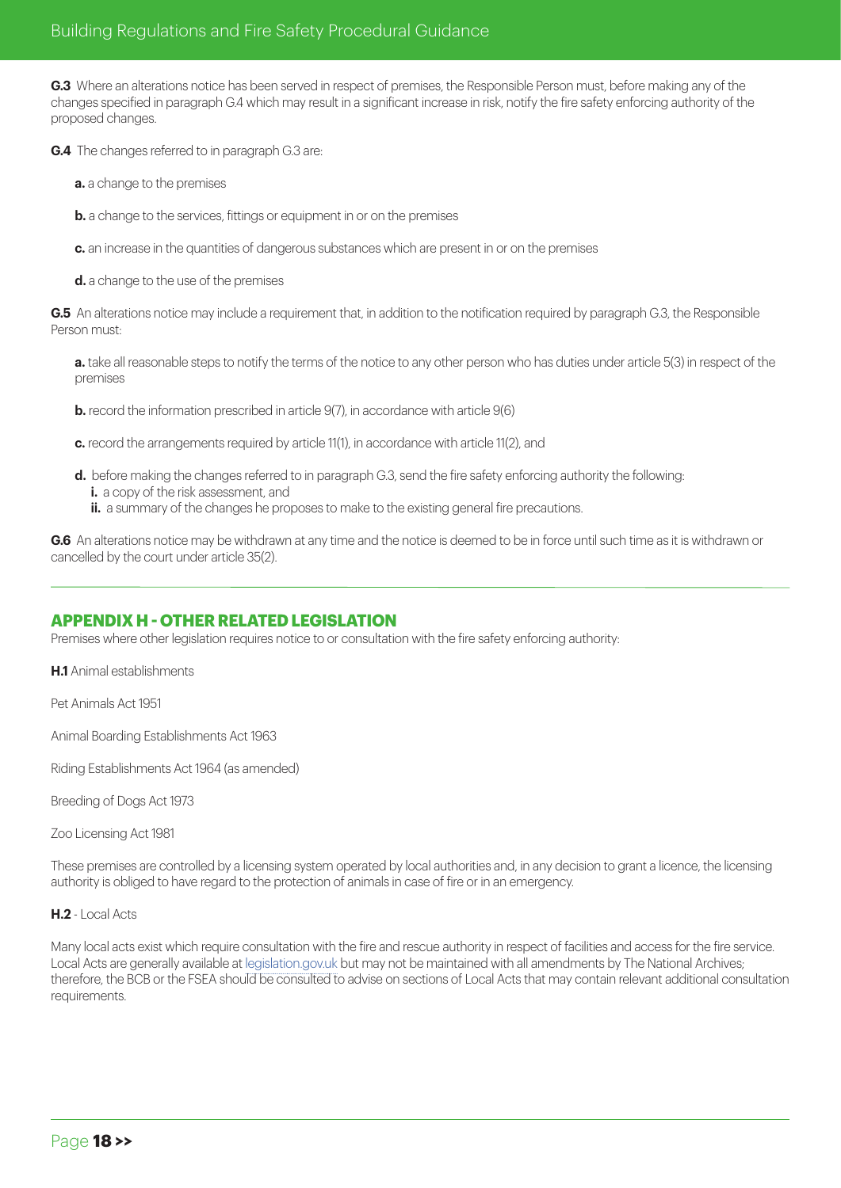**G.3** Where an alterations notice has been served in respect of premises, the Responsible Person must, before making any of the changes specified in paragraph G.4 which may result in a significant increase in risk, notify the fire safety enforcing authority of the proposed changes.

**G.4** The changes referred to in paragraph G.3 are:

**a.** a change to the premises

**b.** a change to the services, fittings or equipment in or on the premises

**c.** an increase in the quantities of dangerous substances which are present in or on the premises

**d.** a change to the use of the premises

**G.5** An alterations notice may include a requirement that, in addition to the notification required by paragraph G.3, the Responsible Person must:

**a.** take all reasonable steps to notify the terms of the notice to any other person who has duties under article 5(3) in respect of the premises

**b.** record the information prescribed in article 9(7), in accordance with article 9(6)

**c.** record the arrangements required by article 11(1), in accordance with article 11(2), and

**d.** before making the changes referred to in paragraph G.3, send the fire safety enforcing authority the following:
- **i.** a copy of the risk assessment, and
- **ii.** a summary of the changes he proposes to make to the existing general fire precautions.

**G.6** An alterations notice may be withdrawn at any time and the notice is deemed to be in force until such time as it is withdrawn or cancelled by the court under article 35(2).

## APPENDIX H - OTHER RELATED LEGISLATION

Premises where other legislation requires notice to or consultation with the fire safety enforcing authority:

**H.1** Animal establishments

Pet Animals Act 1951

Animal Boarding Establishments Act 1963

Riding Establishments Act 1964 (as amended)

Breeding of Dogs Act 1973

Zoo Licensing Act 1981

These premises are controlled by a licensing system operated by local authorities and, in any decision to grant a licence, the licensing authority is obliged to have regard to the protection of animals in case of fire or in an emergency.

**H.2** - Local Acts

Many local acts exist which require consultation with the fire and rescue authority in respect of facilities and access for the fire service. Local Acts are generally available at legislation.gov.uk but may not be maintained with all amendments by The National Archives; therefore, the BCB or the FSEA should be consulted to advise on sections of Local Acts that may contain relevant additional consultation requirements.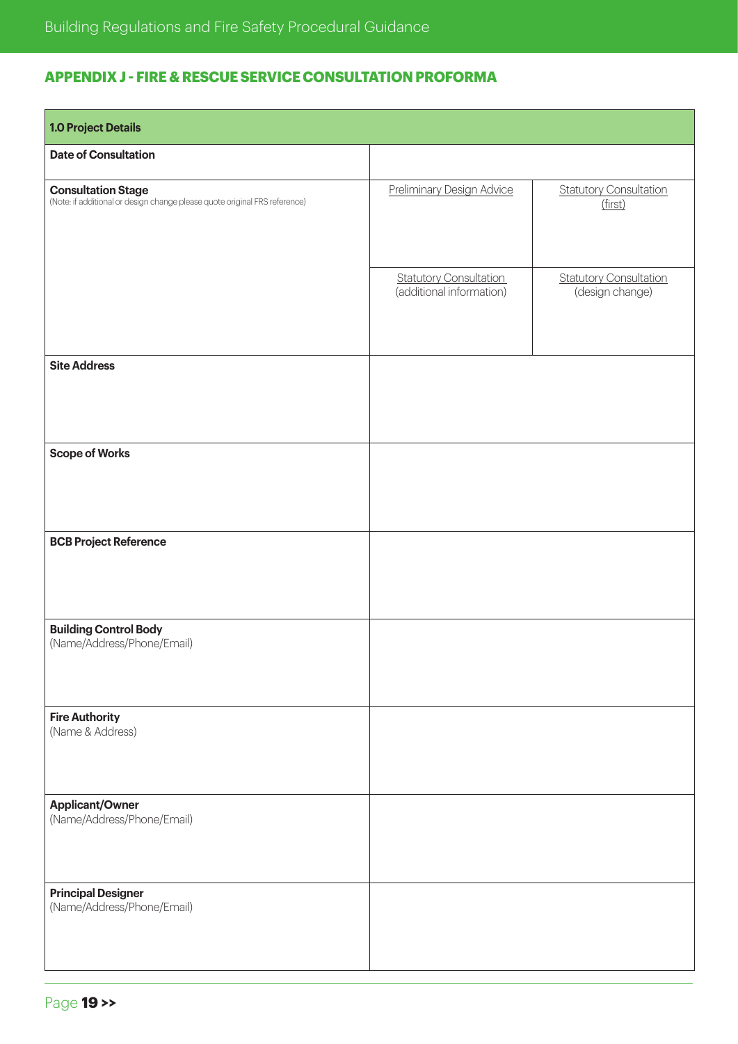## APPENDIX J - FIRE & RESCUE SERVICE CONSULTATION PROFORMA

| 1.0 Project Details | | |
|---|---|---|
| **Date of Consultation** | | |
| **Consultation Stage** (Note: if additional or design change please quote original FRS reference) | Preliminary Design Advice | Statutory Consultation (first) |
| | Statutory Consultation (additional information) | Statutory Consultation (design change) |
| **Site Address** | | |
| **Scope of Works** | | |
| **BCB Project Reference** | | |
| **Building Control Body** (Name/Address/Phone/Email) | | |
| **Fire Authority** (Name & Address) | | |
| **Applicant/Owner** (Name/Address/Phone/Email) | | |
| **Principal Designer** (Name/Address/Phone/Email) | | |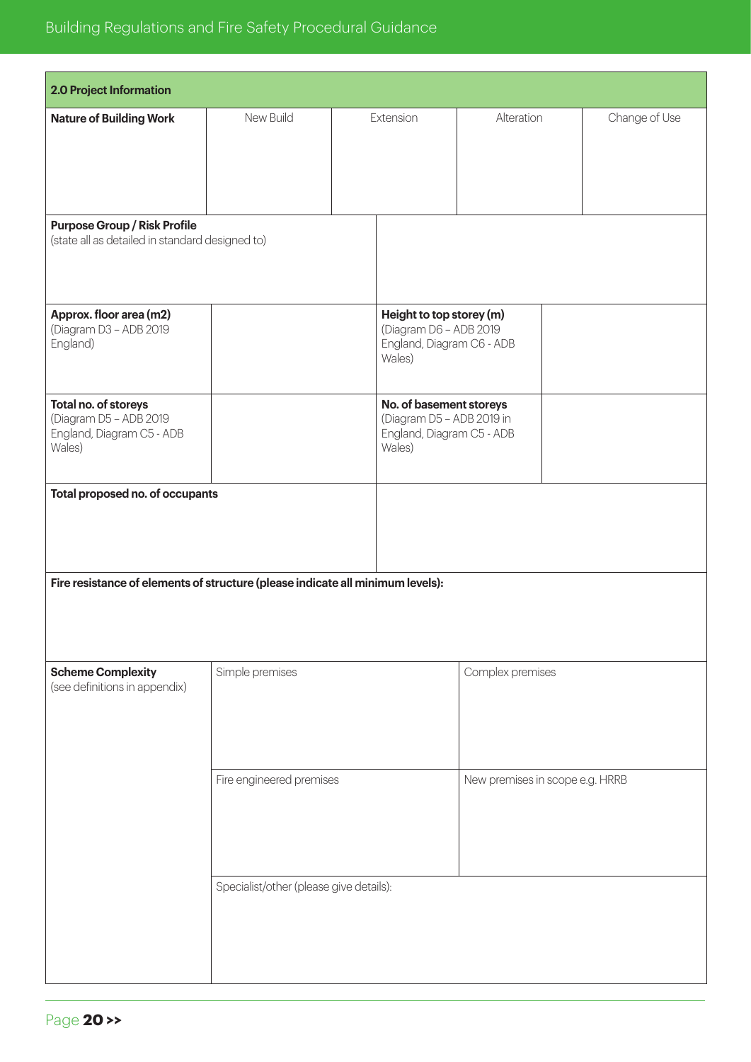| 2.0 Project Information | | | | |
|---|---|---|---|---|
| **Nature of Building Work** | New Build | Extension | Alteration | Change of Use |
| **Purpose Group / Risk Profile** (state all as detailed in standard designed to) | | | | |
| **Approx. floor area (m2)** (Diagram D3 – ADB 2019 England) | | **Height to top storey (m)** (Diagram D6 – ADB 2019 England, Diagram C6 - ADB Wales) | | |
| **Total no. of storeys** (Diagram D5 – ADB 2019 England, Diagram C5 - ADB Wales) | | **No. of basement storeys** (Diagram D5 – ADB 2019 in England, Diagram C5 - ADB Wales) | | |
| **Total proposed no. of occupants** | | | | |
| **Fire resistance of elements of structure (please indicate all minimum levels):** | | | | |
| **Scheme Complexity** (see definitions in appendix) | Simple premises | | Complex premises | |
| | Fire engineered premises | | New premises in scope e.g. HRRB | |
| | Specialist/other (please give details): | | | |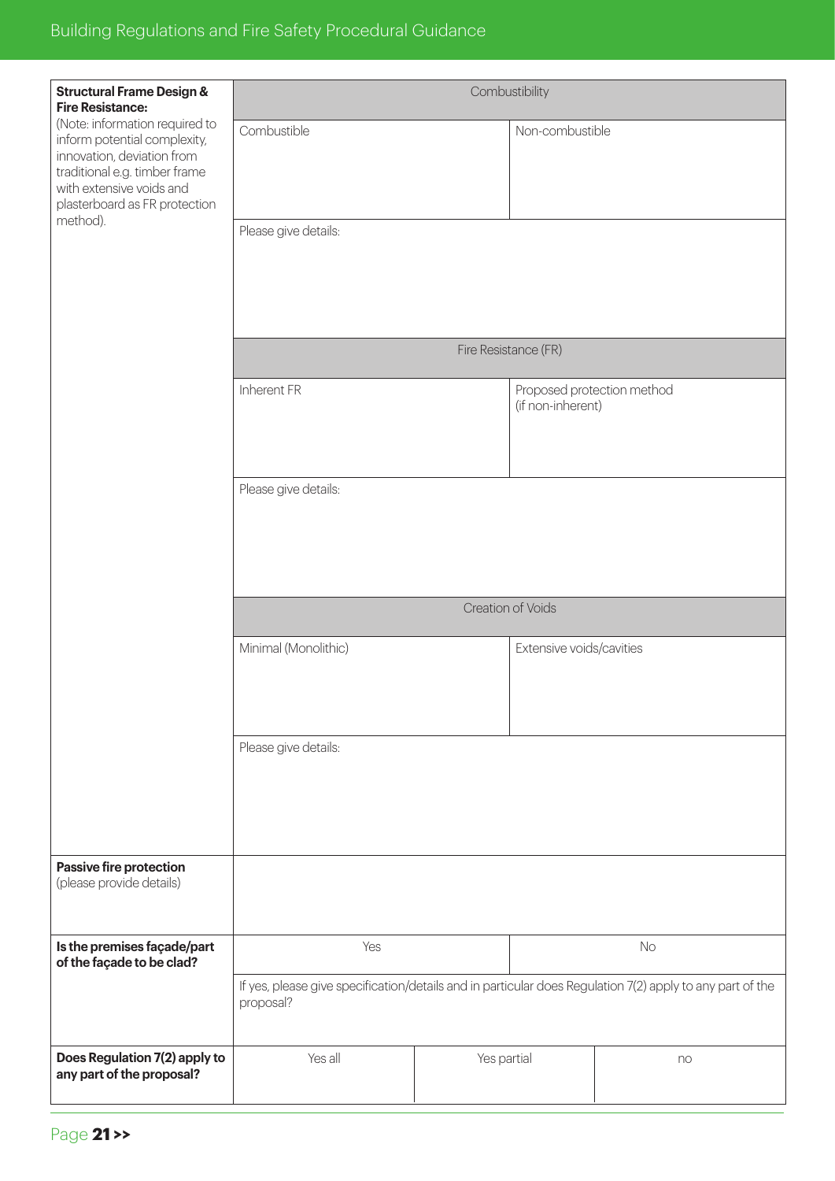| Structural Frame Design & Fire Resistance: | | |
|---|---|---|
| (Note: information required to inform potential complexity, innovation, deviation from traditional e.g. timber frame with extensive voids and plasterboard as FR protection method). | Combustibility | |
| | Combustible | Non-combustible |
| | Please give details: | |
| | Fire Resistance (FR) | |
| | Inherent FR | Proposed protection method (if non-inherent) |
| | Please give details: | |
| | Creation of Voids | |
| | Minimal (Monolithic) | Extensive voids/cavities |
| | Please give details: | |

| **Passive fire protection** (please provide details) | |
|---|---|

| **Is the premises façade/part of the façade to be clad?** | Yes | No |
|---|---|---|
| | If yes, please give specification/details and in particular does Regulation 7(2) apply to any part of the proposal? | |

| **Does Regulation 7(2) apply to any part of the proposal?** | Yes all | Yes partial | no |
|---|---|---|---|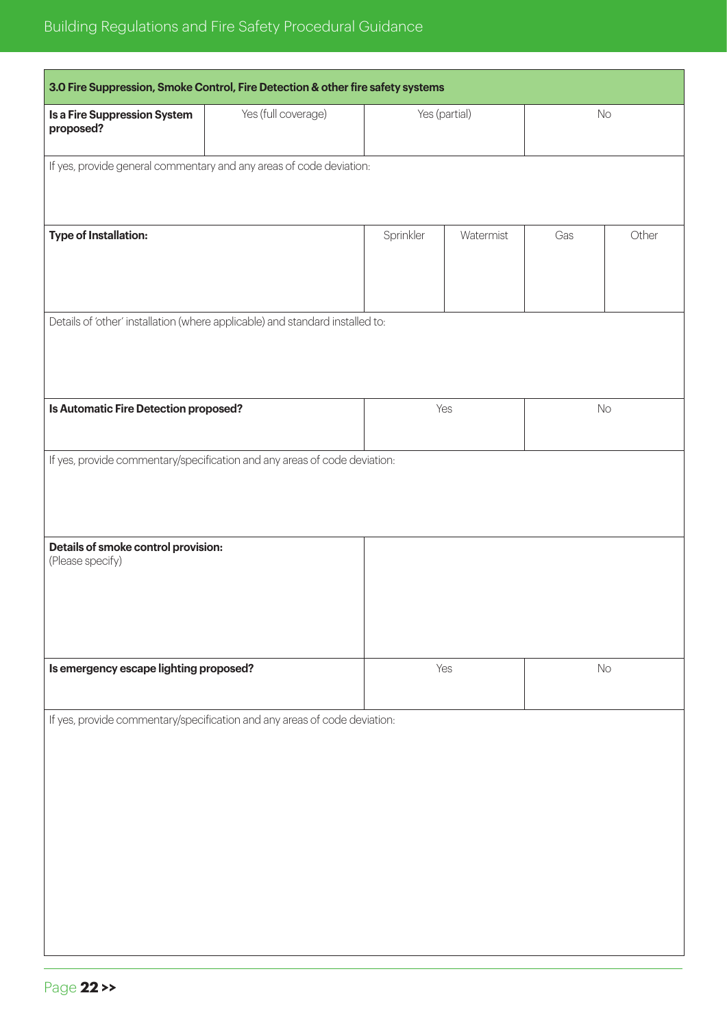| 3.0 Fire Suppression, Smoke Control, Fire Detection & other fire safety systems | | | | | |
|---|---|---|---|---|---|
| **Is a Fire Suppression System proposed?** | Yes (full coverage) | Yes (partial) | | No | |
| If yes, provide general commentary and any areas of code deviation: | | | | | |
| **Type of Installation:** | | Sprinkler | Watermist | Gas | Other |
| Details of 'other' installation (where applicable) and standard installed to: | | | | | |
| **Is Automatic Fire Detection proposed?** | | Yes | | No | |
| If yes, provide commentary/specification and any areas of code deviation: | | | | | |
| **Details of smoke control provision:** (Please specify) | | | | | |
| **Is emergency escape lighting proposed?** | | Yes | | No | |
| If yes, provide commentary/specification and any areas of code deviation: | | | | | |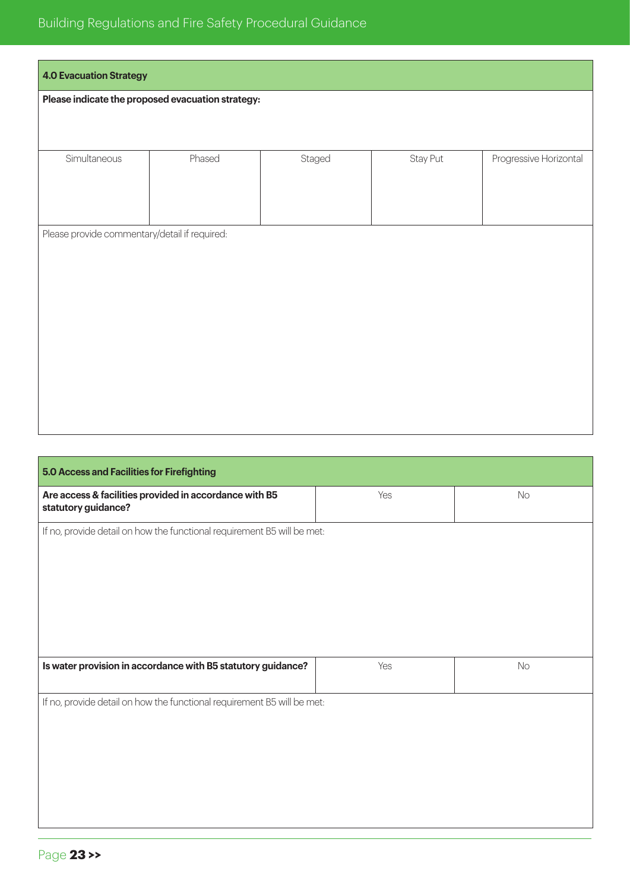| 4.0 Evacuation Strategy | | | | |
|---|---|---|---|---|
| **Please indicate the proposed evacuation strategy:** | | | | |
| Simultaneous | Phased | Staged | Stay Put | Progressive Horizontal |
| | | | | |
| Please provide commentary/detail if required: | | | | |

| 5.0 Access and Facilities for Firefighting | | |
|---|---|---|
| **Are access & facilities provided in accordance with B5 statutory guidance?** | Yes | No |
| If no, provide detail on how the functional requirement B5 will be met: | | |
| **Is water provision in accordance with B5 statutory guidance?** | Yes | No |
| If no, provide detail on how the functional requirement B5 will be met: | | |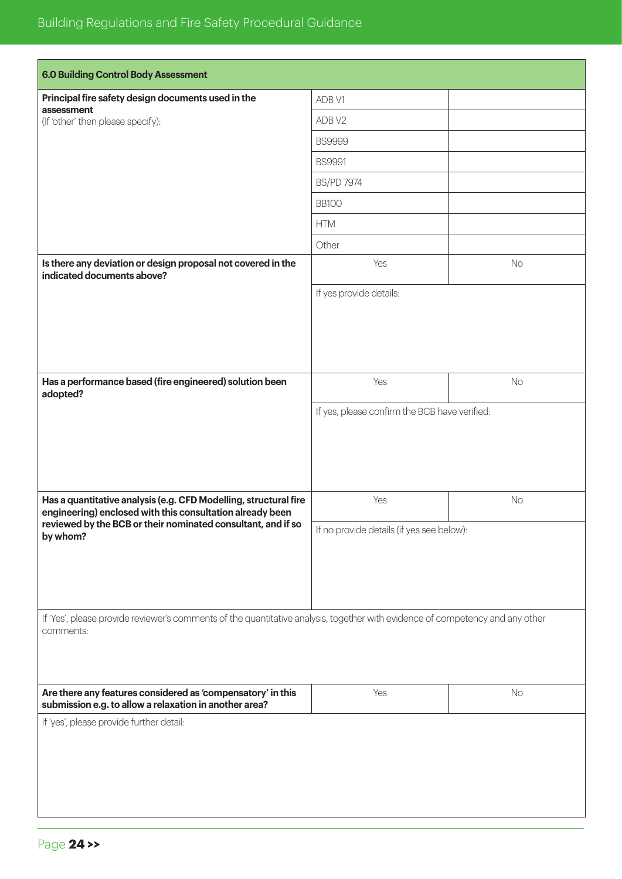| 6.0 Building Control Body Assessment | | |
|---|---|---|
| **Principal fire safety design documents used in the assessment** (If 'other' then please specify): | ADB V1 | |
| | ADB V2 | |
| | BS9999 | |
| | BS9991 | |
| | BS/PD 7974 | |
| | BB100 | |
| | HTM | |
| | Other | |
| **Is there any deviation or design proposal not covered in the indicated documents above?** | Yes | No |
| | If yes provide details: | |
| **Has a performance based (fire engineered) solution been adopted?** | Yes | No |
| | If yes, please confirm the BCB have verified: | |
| **Has a quantitative analysis (e.g. CFD Modelling, structural fire engineering) enclosed with this consultation already been reviewed by the BCB or their nominated consultant, and if so by whom?** | Yes | No |
| | If no provide details (if yes see below): | |
| If 'Yes', please provide reviewer's comments of the quantitative analysis, together with evidence of competency and any other comments: | | |
| **Are there any features considered as 'compensatory' in this submission e.g. to allow a relaxation in another area?** | Yes | No |
| If 'yes', please provide further detail: | | |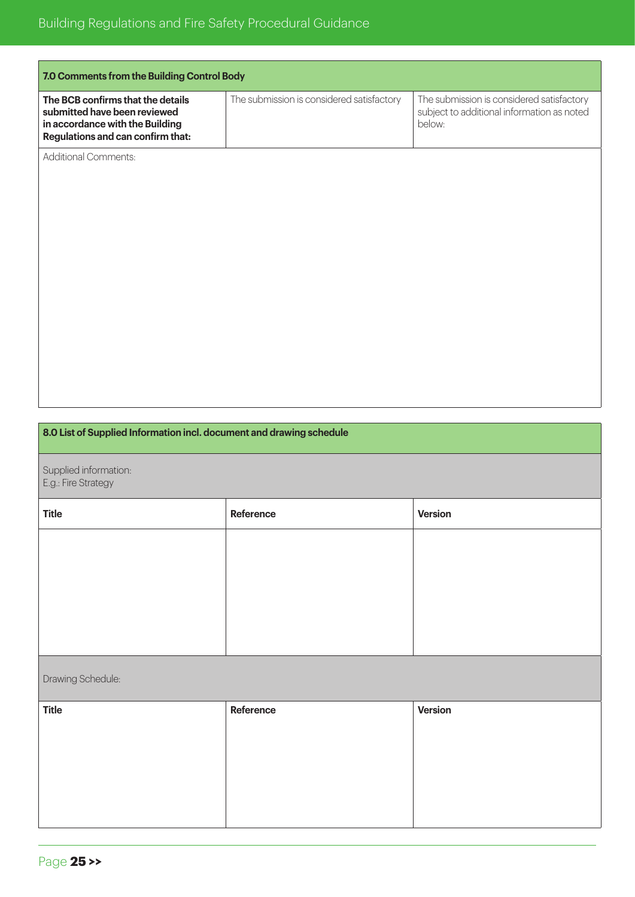| 7.0 Comments from the Building Control Body | | |
|---|---|---|
| **The BCB confirms that the details submitted have been reviewed in accordance with the Building Regulations and can confirm that:** | The submission is considered satisfactory | The submission is considered satisfactory subject to additional information as noted below: |
| Additional Comments: | | |

| 8.0 List of Supplied Information incl. document and drawing schedule | | |
|---|---|---|
| Supplied information:<br>E.g.: Fire Strategy | | |
| **Title** | **Reference** | **Version** |
| | | |
| Drawing Schedule: | | |
| **Title** | **Reference** | **Version** |
| | | |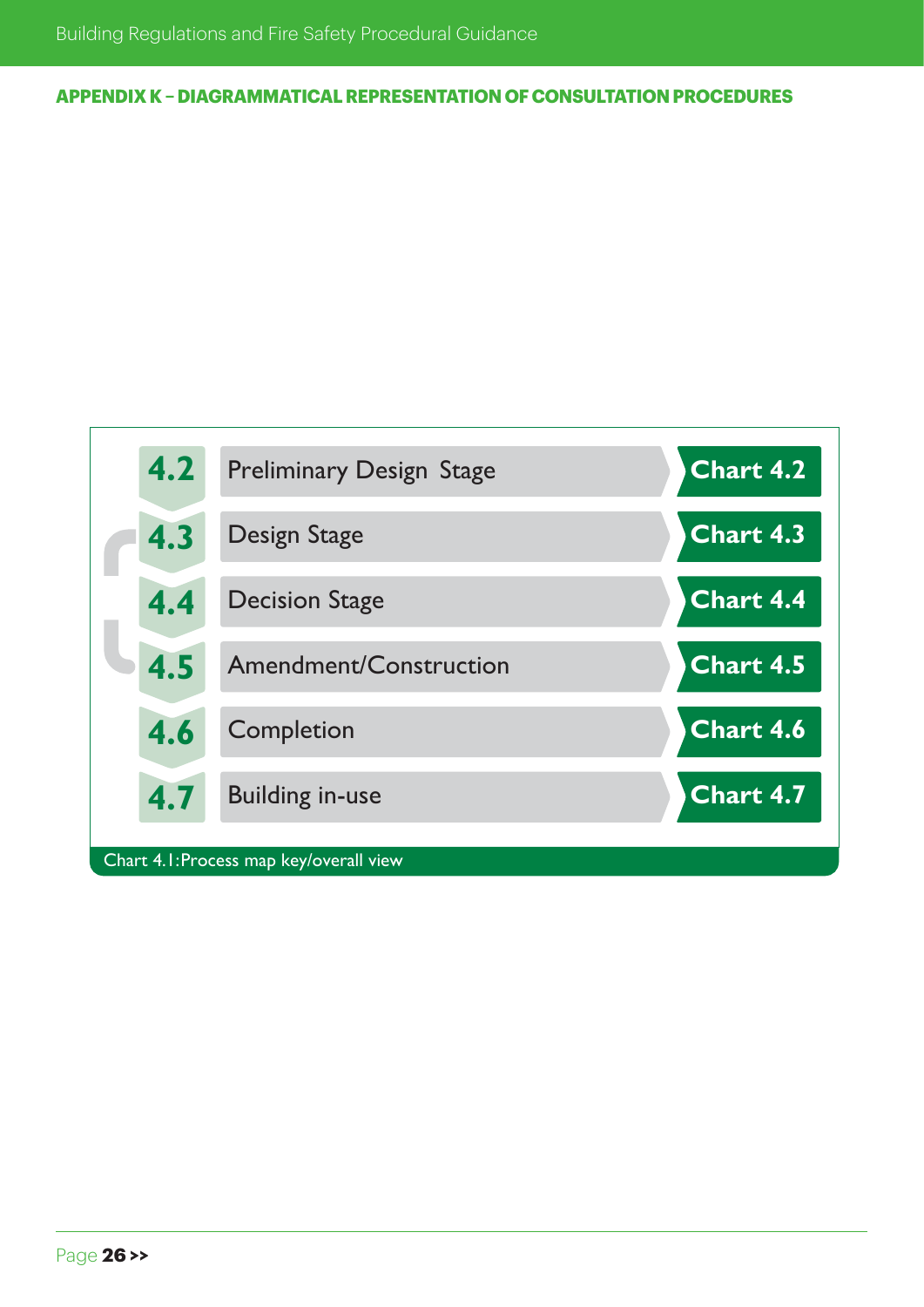## APPENDIX K – DIAGRAMMATICAL REPRESENTATION OF CONSULTATION PROCEDURES

| | Stage | Chart |
|---|---|---|
| 4.2 | Preliminary Design Stage | Chart 4.2 |
| 4.3 | Design Stage | Chart 4.3 |
| 4.4 | Decision Stage | Chart 4.4 |
| 4.5 | Amendment/Construction | Chart 4.5 |
| 4.6 | Completion | Chart 4.6 |
| 4.7 | Building in-use | Chart 4.7 |

Chart 4.1: Process map key/overall view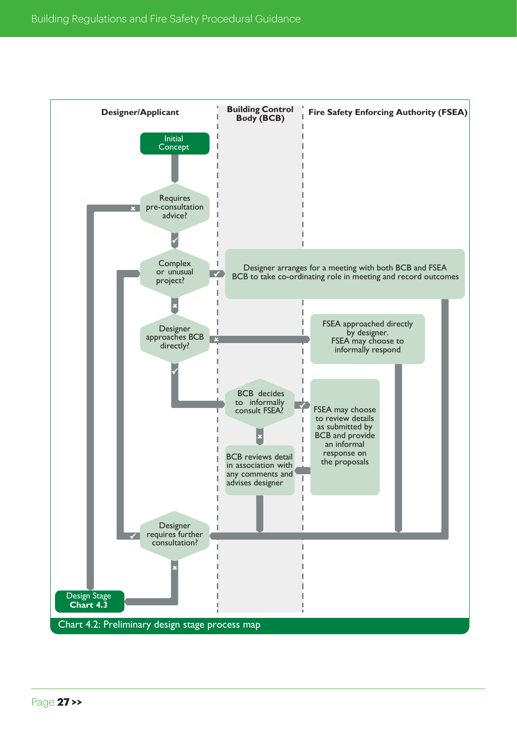| Designer/Applicant | Building Control Body (BCB) | Fire Safety Enforcing Authority (FSEA) |
| --- | --- | --- |

Initial Concept

Requires pre-consultation advice?

Complex or unusual project?

Designer arranges for a meeting with both BCB and FSEA
BCB to take co-ordinating role in meeting and record outcomes

Designer approaches BCB directly?

FSEA approached directly by designer.
FSEA may choose to informally respond

BCB decides to informally consult FSEA?

FSEA may choose to review details as submitted by BCB and provide an informal response on the proposals

BCB reviews detail in association with any comments and advises designer

Designer requires further consultation?

Design Stage
**Chart 4.3**

Chart 4.2: Preliminary design stage process map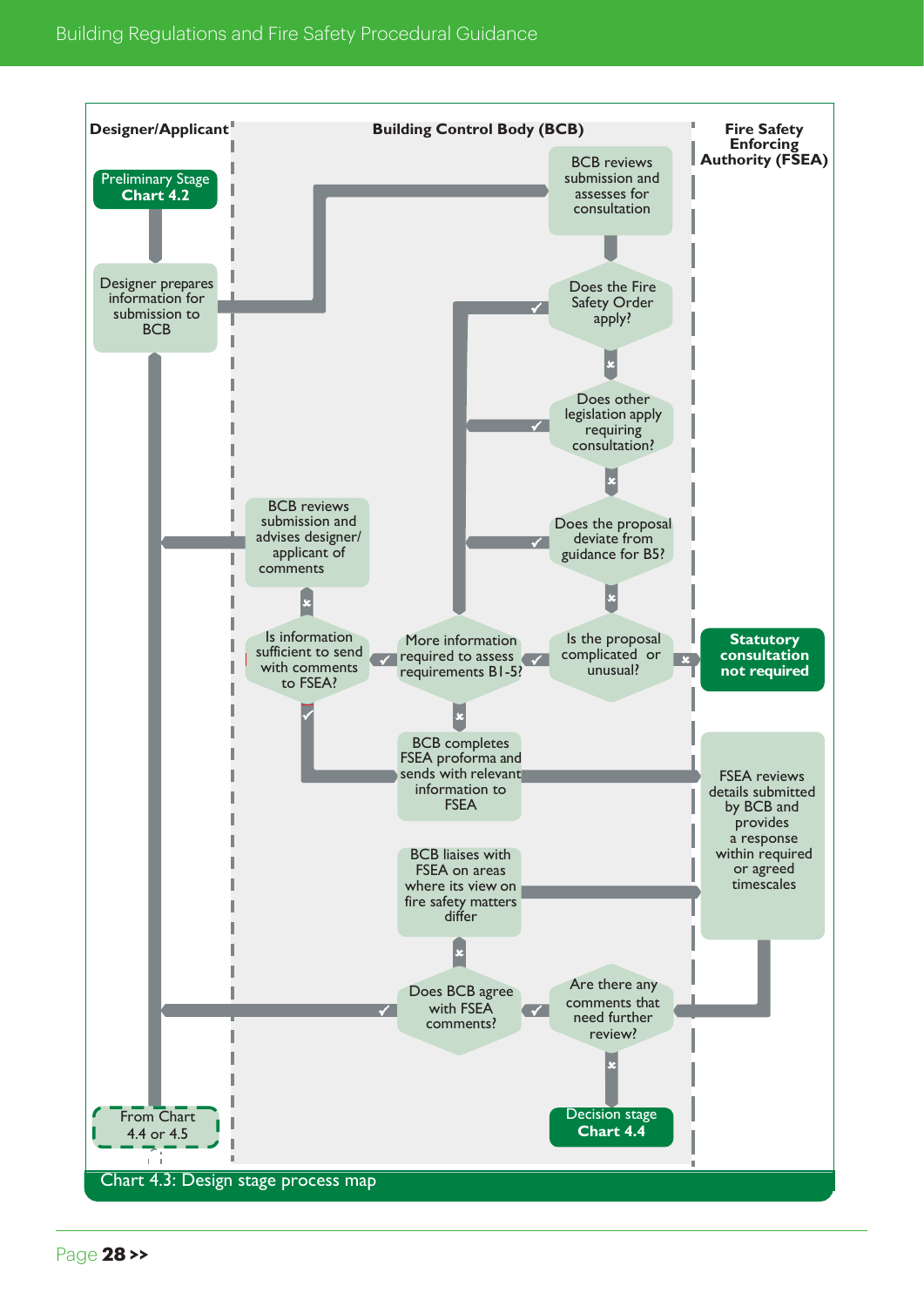**Designer/Applicant** | **Building Control Body (BCB)** | **Fire Safety Enforcing Authority (FSEA)**

**Preliminary Stage Chart 4.2**

Designer prepares information for submission to BCB

BCB reviews submission and assesses for consultation

Does the Fire Safety Order apply? ✓ / ✗

Does other legislation apply requiring consultation? ✓ / ✗

Does the proposal deviate from guidance for B5? ✓ / ✗

Is the proposal complicated or unusual? ✓ / ✗

**Statutory consultation not required**

More information required to assess requirements B1-5? ✓ / ✗

BCB reviews submission and advises designer/applicant of comments

Is information sufficient to send with comments to FSEA? ✓ / ✗

BCB completes FSEA proforma and sends with relevant information to FSEA

FSEA reviews details submitted by BCB and provides a response within required or agreed timescales

BCB liaises with FSEA on areas where its view on fire safety matters differ

Are there any comments that need further review? ✓ / ✗

Does BCB agree with FSEA comments? ✓ / ✗

**Decision stage Chart 4.4**

From Chart 4.4 or 4.5

Chart 4.3: Design stage process map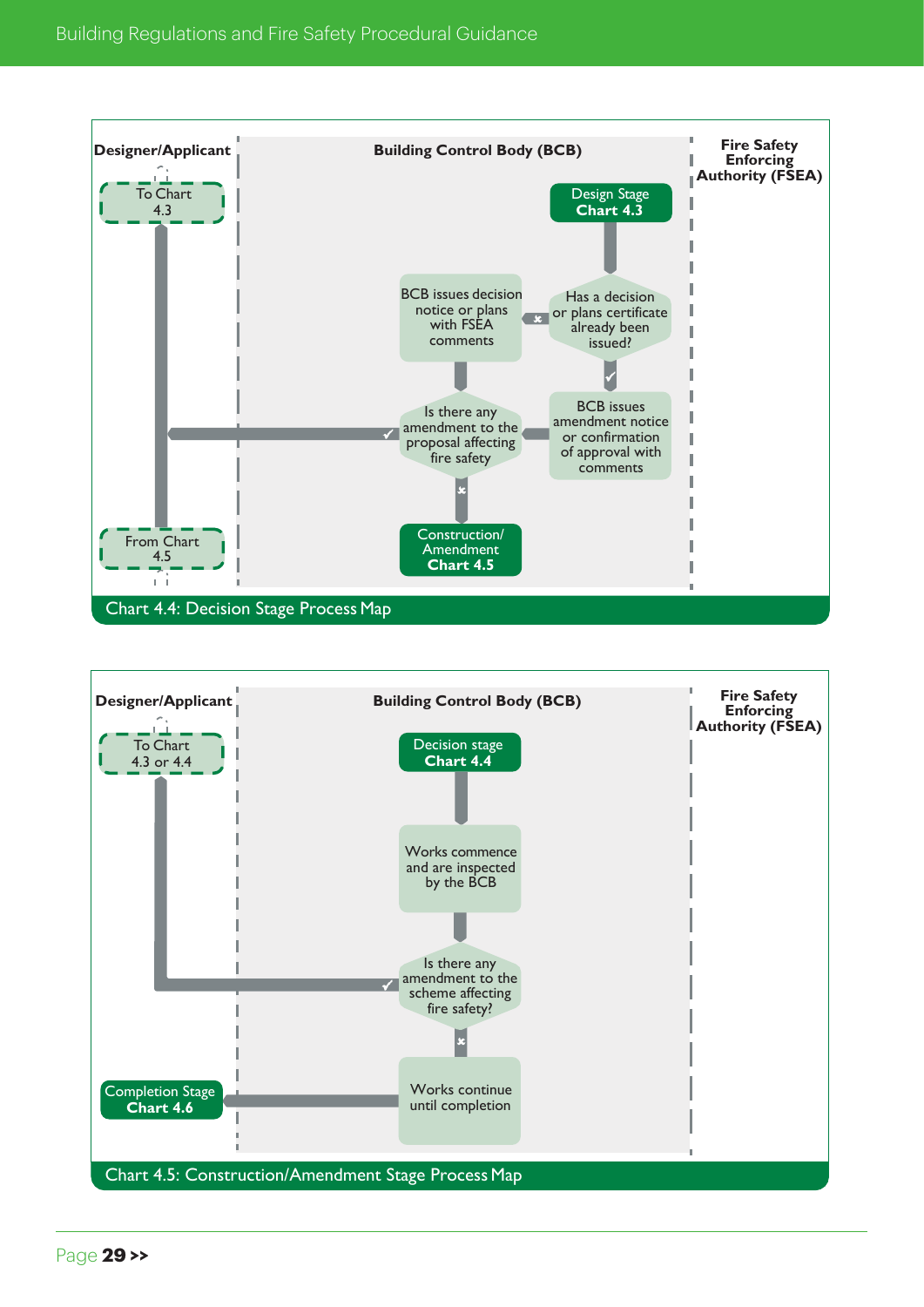**Designer/Applicant** | **Building Control Body (BCB)** | **Fire Safety Enforcing Authority (FSEA)**

To Chart 4.3

Design Stage
**Chart 4.3**

Has a decision or plans certificate already been issued?

✗ → BCB issues decision notice or plans with FSEA comments

✓ → BCB issues amendment notice or confirmation of approval with comments

Is there any amendment to the proposal affecting fire safety

✓ → To Chart 4.3

✗ → Construction/ Amendment **Chart 4.5**

From Chart 4.5

Chart 4.4: Decision Stage Process Map

**Designer/Applicant** | **Building Control Body (BCB)** | **Fire Safety Enforcing Authority (FSEA)**

To Chart 4.3 or 4.4

Decision stage
**Chart 4.4**

Works commence and are inspected by the BCB

Is there any amendment to the scheme affecting fire safety?

✓ → To Chart 4.3 or 4.4

✗ → Works continue until completion

Completion Stage
**Chart 4.6**

Chart 4.5: Construction/Amendment Stage Process Map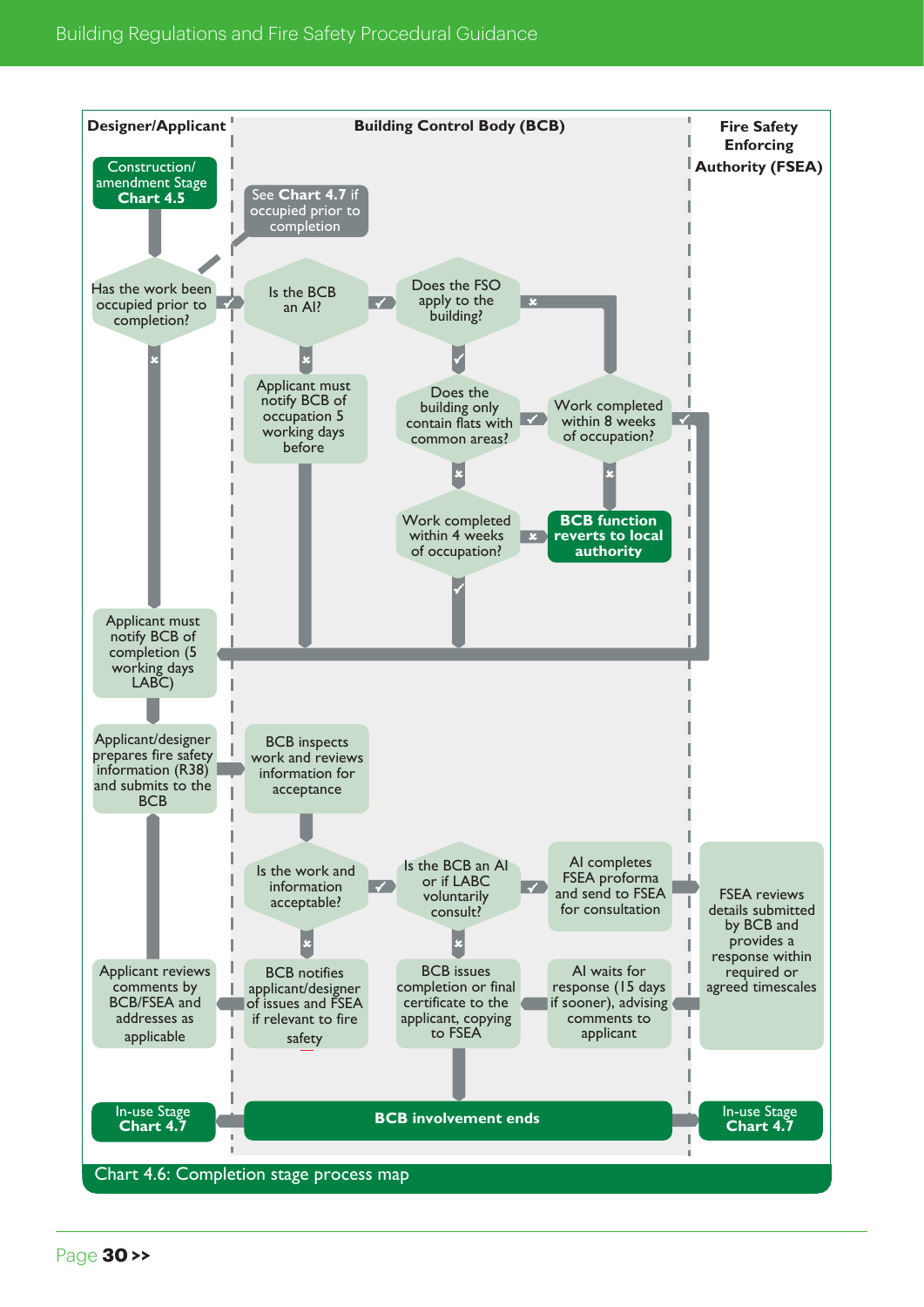Designer/Applicant | Building Control Body (BCB) | Fire Safety Enforcing Authority (FSEA)

**Designer/Applicant**

- Construction/amendment Stage **Chart 4.5**
- Has the work been occupied prior to completion?
  - ✓ → Is the BCB an AI? (See **Chart 4.7** if occupied prior to completion)
  - ✗ → Applicant must notify BCB of completion (5 working days LABC)
- Applicant/designer prepares fire safety information (R38) and submits to the BCB
- Applicant reviews comments by BCB/FSEA and addresses as applicable
- In-use Stage **Chart 4.7**

**Building Control Body (BCB)**

- Is the BCB an AI?
  - ✗ → Applicant must notify BCB of occupation 5 working days before
  - ✓ → Does the FSO apply to the building?
    - ✗ → Work completed within 8 weeks of occupation?
    - ✓ → Does the building only contain flats with common areas?
      - ✓ → Work completed within 8 weeks of occupation?
        - ✓ → Applicant must notify BCB of completion
        - ✗ → **BCB function reverts to local authority**
      - ✗ → Work completed within 4 weeks of occupation?
        - ✓ → Applicant must notify BCB of completion
        - ✗ → **BCB function reverts to local authority**
- BCB inspects work and reviews information for acceptance
- Is the work and information acceptable?
  - ✗ → BCB notifies applicant/designer of issues and FSEA if relevant to fire safety
  - ✓ → Is the BCB an AI or if LABC voluntarily consult?
    - ✗ → BCB issues completion or final certificate to the applicant, copying to FSEA
    - ✓ → AI completes FSEA proforma and send to FSEA for consultation
- AI waits for response (15 days if sooner), advising comments to applicant
- **BCB involvement ends**

**Fire Safety Enforcing Authority (FSEA)**

- FSEA reviews details submitted by BCB and provides a response within required or agreed timescales
- In-use Stage **Chart 4.7**

Chart 4.6: Completion stage process map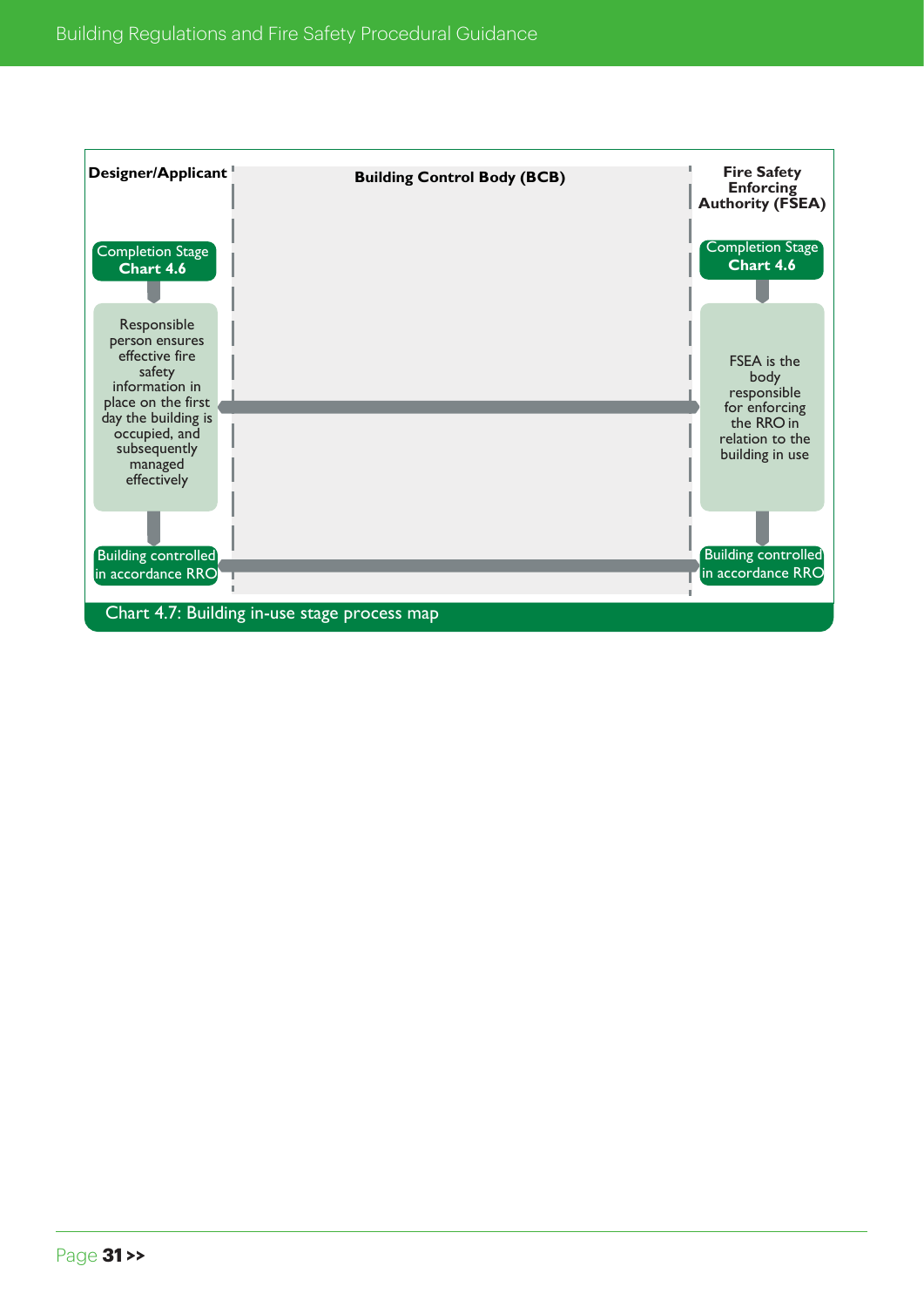Designer/Applicant

Building Control Body (BCB)

Fire Safety Enforcing Authority (FSEA)

Completion Stage **Chart 4.6**

Completion Stage **Chart 4.6**

Responsible person ensures effective fire safety information in place on the first day the building is occupied, and subsequently managed effectively

FSEA is the body responsible for enforcing the RRO in relation to the building in use

Building controlled in accordance RRO

Building controlled in accordance RRO

Chart 4.7: Building in-use stage process map